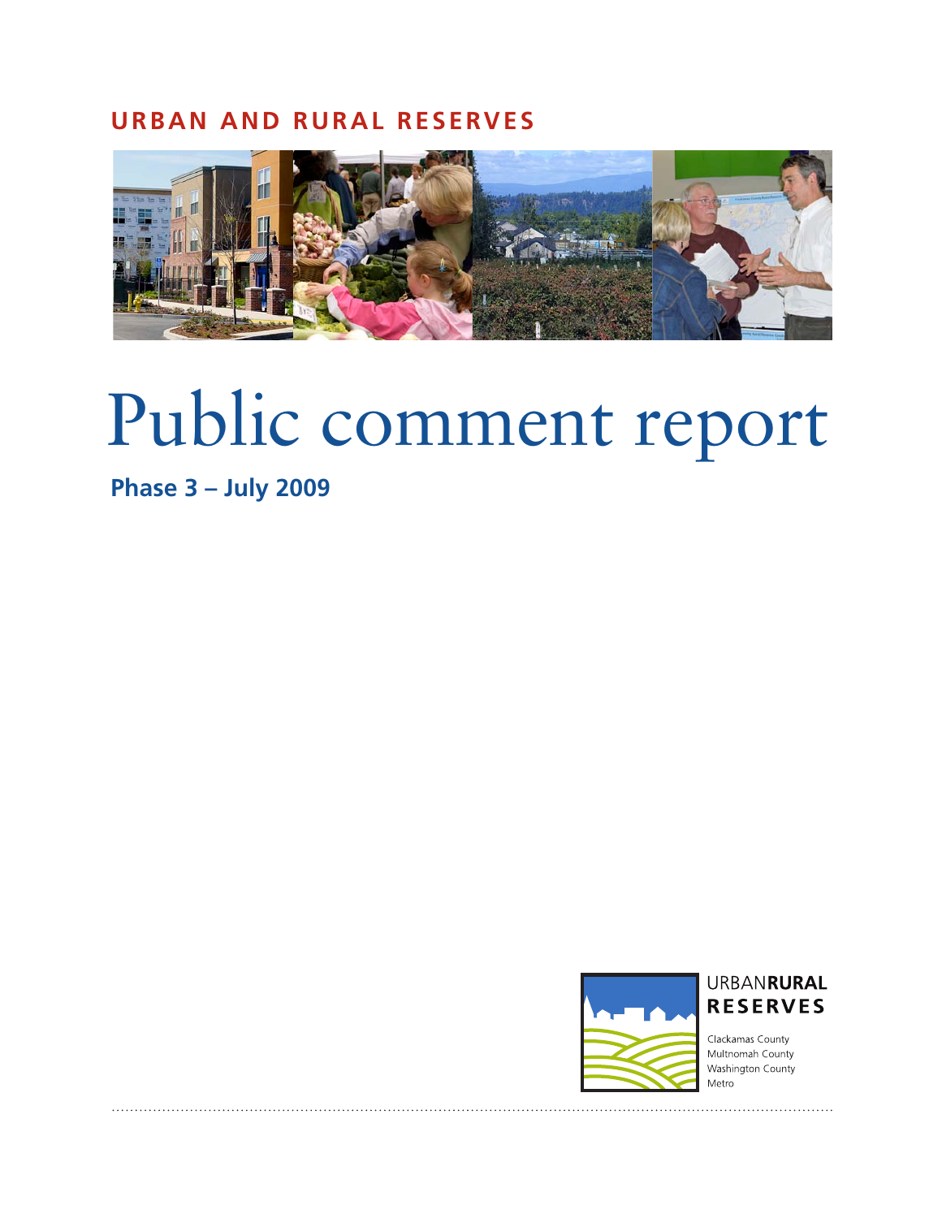**URBAN AND RURAL RESERVES**

# Public comment report

**Phase 3 – July 2009**

URBAN**RURAL**
**RESERVES**

Clackamas County
Multnomah County
Washington County
Metro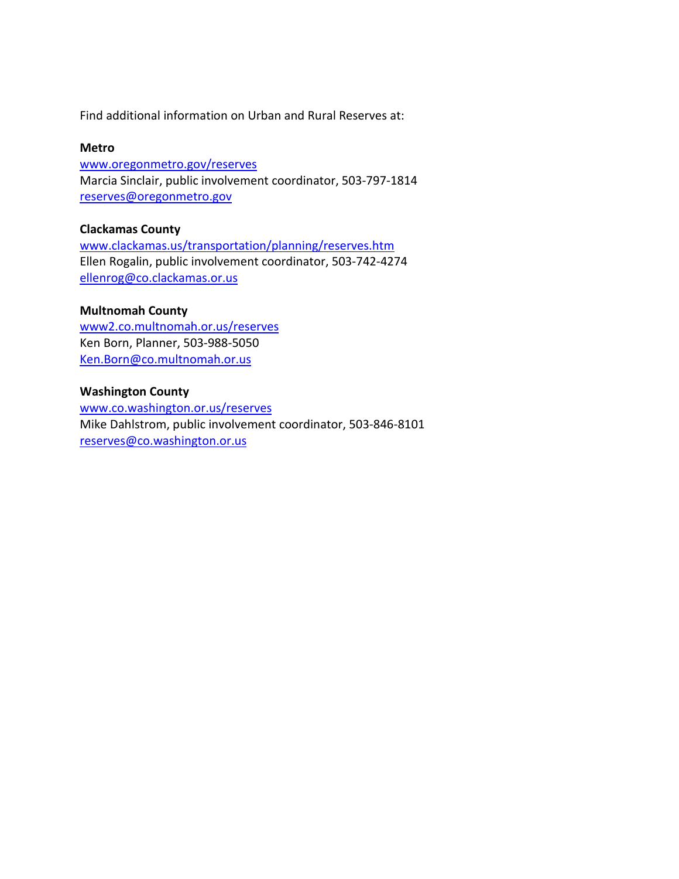Find additional information on Urban and Rural Reserves at:

**Metro**
www.oregonmetro.gov/reserves
Marcia Sinclair, public involvement coordinator, 503-797-1814
reserves@oregonmetro.gov

**Clackamas County**
www.clackamas.us/transportation/planning/reserves.htm
Ellen Rogalin, public involvement coordinator, 503-742-4274
ellenrog@co.clackamas.or.us

**Multnomah County**
www2.co.multnomah.or.us/reserves
Ken Born, Planner, 503-988-5050
Ken.Born@co.multnomah.or.us

**Washington County**
www.co.washington.or.us/reserves
Mike Dahlstrom, public involvement coordinator, 503-846-8101
reserves@co.washington.or.us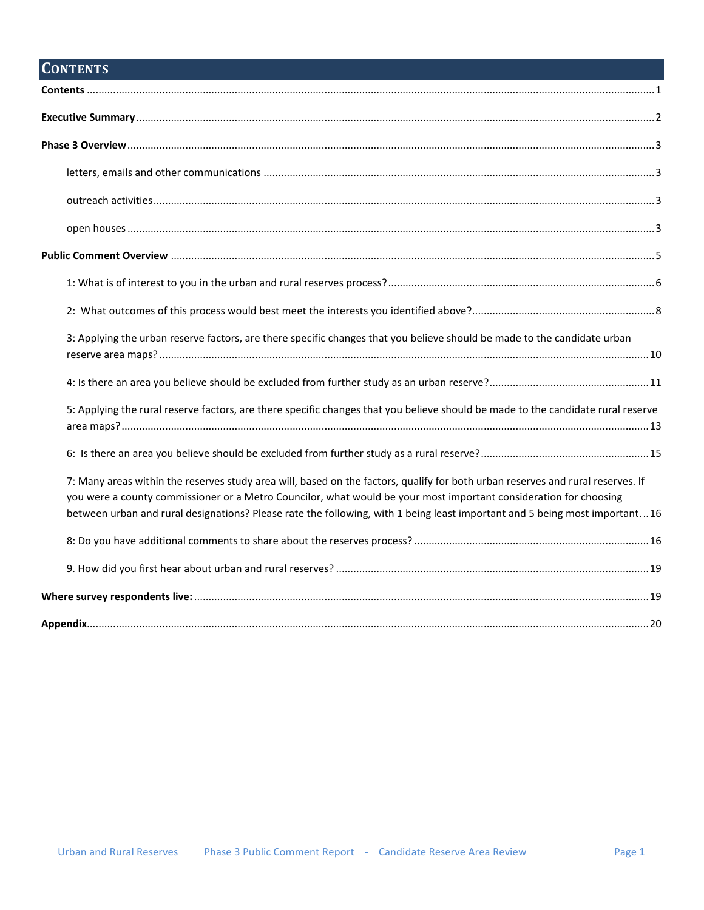# Contents

**Contents** ..... 1

**Executive Summary** ..... 2

**Phase 3 Overview** ..... 3

- letters, emails and other communications ..... 3
- outreach activities ..... 3
- open houses ..... 3

**Public Comment Overview** ..... 5

- 1: What is of interest to you in the urban and rural reserves process? ..... 6
- 2: What outcomes of this process would best meet the interests you identified above? ..... 8
- 3: Applying the urban reserve factors, are there specific changes that you believe should be made to the candidate urban reserve area maps? ..... 10
- 4: Is there an area you believe should be excluded from further study as an urban reserve? ..... 11
- 5: Applying the rural reserve factors, are there specific changes that you believe should be made to the candidate rural reserve area maps? ..... 13
- 6: Is there an area you believe should be excluded from further study as a rural reserve? ..... 15
- 7: Many areas within the reserves study area will, based on the factors, qualify for both urban reserves and rural reserves. If you were a county commissioner or a Metro Councilor, what would be your most important consideration for choosing between urban and rural designations? Please rate the following, with 1 being least important and 5 being most important. ..... 16
- 8: Do you have additional comments to share about the reserves process? ..... 16
- 9. How did you first hear about urban and rural reserves? ..... 19

**Where survey respondents live:** ..... 19

**Appendix** ..... 20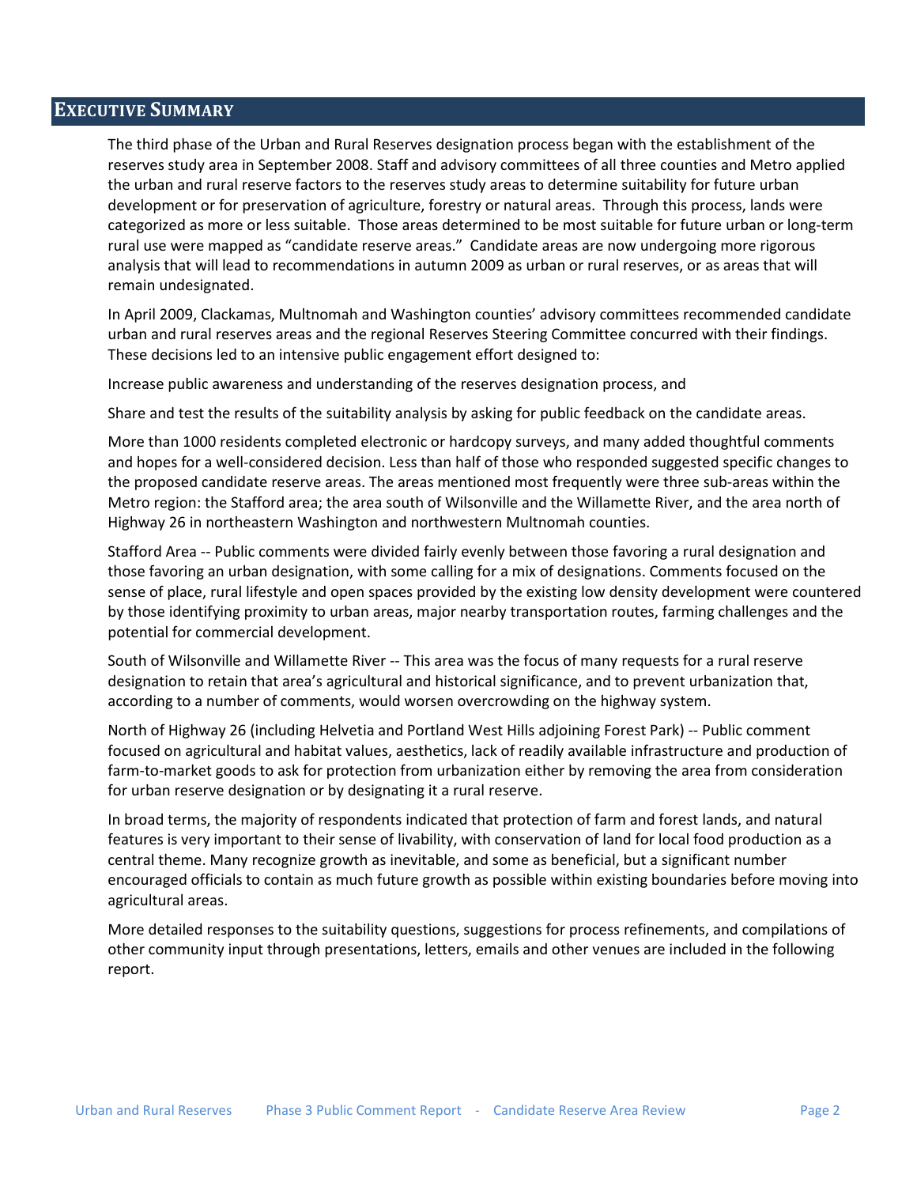## EXECUTIVE SUMMARY

The third phase of the Urban and Rural Reserves designation process began with the establishment of the reserves study area in September 2008. Staff and advisory committees of all three counties and Metro applied the urban and rural reserve factors to the reserves study areas to determine suitability for future urban development or for preservation of agriculture, forestry or natural areas. Through this process, lands were categorized as more or less suitable. Those areas determined to be most suitable for future urban or long-term rural use were mapped as "candidate reserve areas." Candidate areas are now undergoing more rigorous analysis that will lead to recommendations in autumn 2009 as urban or rural reserves, or as areas that will remain undesignated.

In April 2009, Clackamas, Multnomah and Washington counties' advisory committees recommended candidate urban and rural reserves areas and the regional Reserves Steering Committee concurred with their findings. These decisions led to an intensive public engagement effort designed to:

Increase public awareness and understanding of the reserves designation process, and

Share and test the results of the suitability analysis by asking for public feedback on the candidate areas.

More than 1000 residents completed electronic or hardcopy surveys, and many added thoughtful comments and hopes for a well-considered decision. Less than half of those who responded suggested specific changes to the proposed candidate reserve areas. The areas mentioned most frequently were three sub-areas within the Metro region: the Stafford area; the area south of Wilsonville and the Willamette River, and the area north of Highway 26 in northeastern Washington and northwestern Multnomah counties.

Stafford Area -- Public comments were divided fairly evenly between those favoring a rural designation and those favoring an urban designation, with some calling for a mix of designations. Comments focused on the sense of place, rural lifestyle and open spaces provided by the existing low density development were countered by those identifying proximity to urban areas, major nearby transportation routes, farming challenges and the potential for commercial development.

South of Wilsonville and Willamette River -- This area was the focus of many requests for a rural reserve designation to retain that area's agricultural and historical significance, and to prevent urbanization that, according to a number of comments, would worsen overcrowding on the highway system.

North of Highway 26 (including Helvetia and Portland West Hills adjoining Forest Park) -- Public comment focused on agricultural and habitat values, aesthetics, lack of readily available infrastructure and production of farm-to-market goods to ask for protection from urbanization either by removing the area from consideration for urban reserve designation or by designating it a rural reserve.

In broad terms, the majority of respondents indicated that protection of farm and forest lands, and natural features is very important to their sense of livability, with conservation of land for local food production as a central theme. Many recognize growth as inevitable, and some as beneficial, but a significant number encouraged officials to contain as much future growth as possible within existing boundaries before moving into agricultural areas.

More detailed responses to the suitability questions, suggestions for process refinements, and compilations of other community input through presentations, letters, emails and other venues are included in the following report.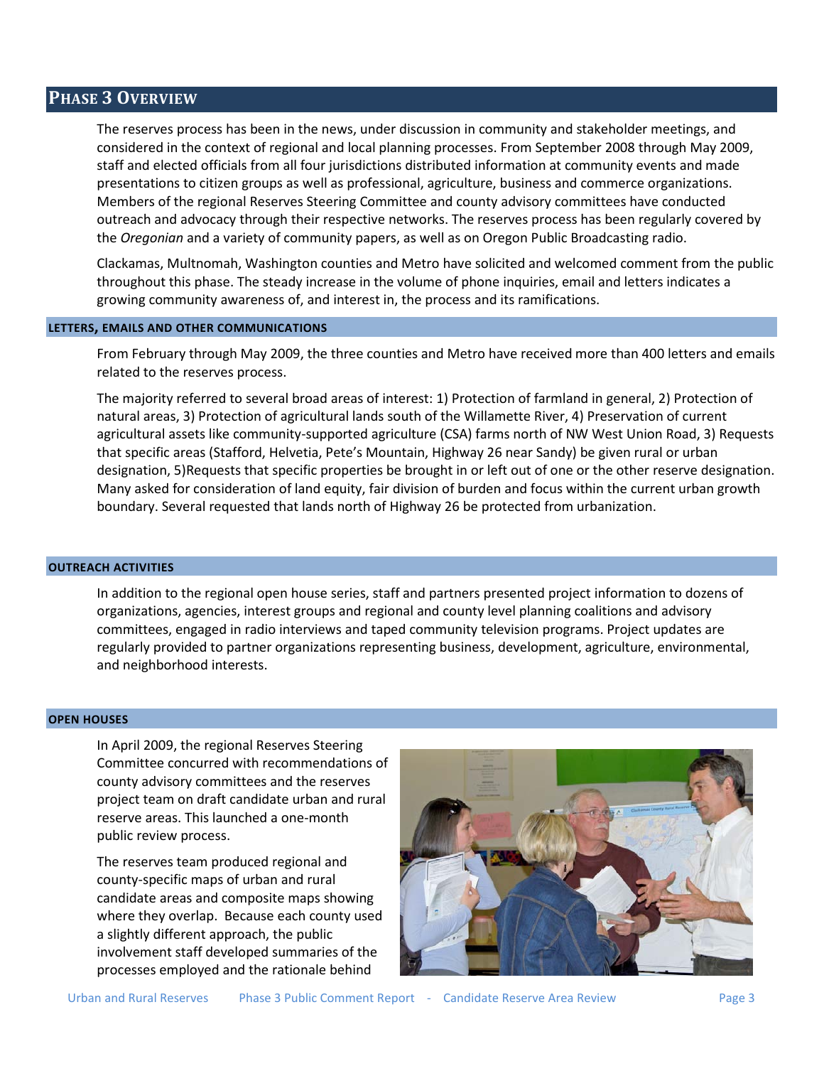## PHASE 3 OVERVIEW

The reserves process has been in the news, under discussion in community and stakeholder meetings, and considered in the context of regional and local planning processes. From September 2008 through May 2009, staff and elected officials from all four jurisdictions distributed information at community events and made presentations to citizen groups as well as professional, agriculture, business and commerce organizations. Members of the regional Reserves Steering Committee and county advisory committees have conducted outreach and advocacy through their respective networks. The reserves process has been regularly covered by the *Oregonian* and a variety of community papers, as well as on Oregon Public Broadcasting radio.

Clackamas, Multnomah, Washington counties and Metro have solicited and welcomed comment from the public throughout this phase. The steady increase in the volume of phone inquiries, email and letters indicates a growing community awareness of, and interest in, the process and its ramifications.

### LETTERS, EMAILS AND OTHER COMMUNICATIONS

From February through May 2009, the three counties and Metro have received more than 400 letters and emails related to the reserves process.

The majority referred to several broad areas of interest: 1) Protection of farmland in general, 2) Protection of natural areas, 3) Protection of agricultural lands south of the Willamette River, 4) Preservation of current agricultural assets like community-supported agriculture (CSA) farms north of NW West Union Road, 3) Requests that specific areas (Stafford, Helvetia, Pete's Mountain, Highway 26 near Sandy) be given rural or urban designation, 5)Requests that specific properties be brought in or left out of one or the other reserve designation. Many asked for consideration of land equity, fair division of burden and focus within the current urban growth boundary. Several requested that lands north of Highway 26 be protected from urbanization.

### OUTREACH ACTIVITIES

In addition to the regional open house series, staff and partners presented project information to dozens of organizations, agencies, interest groups and regional and county level planning coalitions and advisory committees, engaged in radio interviews and taped community television programs. Project updates are regularly provided to partner organizations representing business, development, agriculture, environmental, and neighborhood interests.

### OPEN HOUSES

In April 2009, the regional Reserves Steering Committee concurred with recommendations of county advisory committees and the reserves project team on draft candidate urban and rural reserve areas. This launched a one-month public review process.

The reserves team produced regional and county-specific maps of urban and rural candidate areas and composite maps showing where they overlap. Because each county used a slightly different approach, the public involvement staff developed summaries of the processes employed and the rationale behind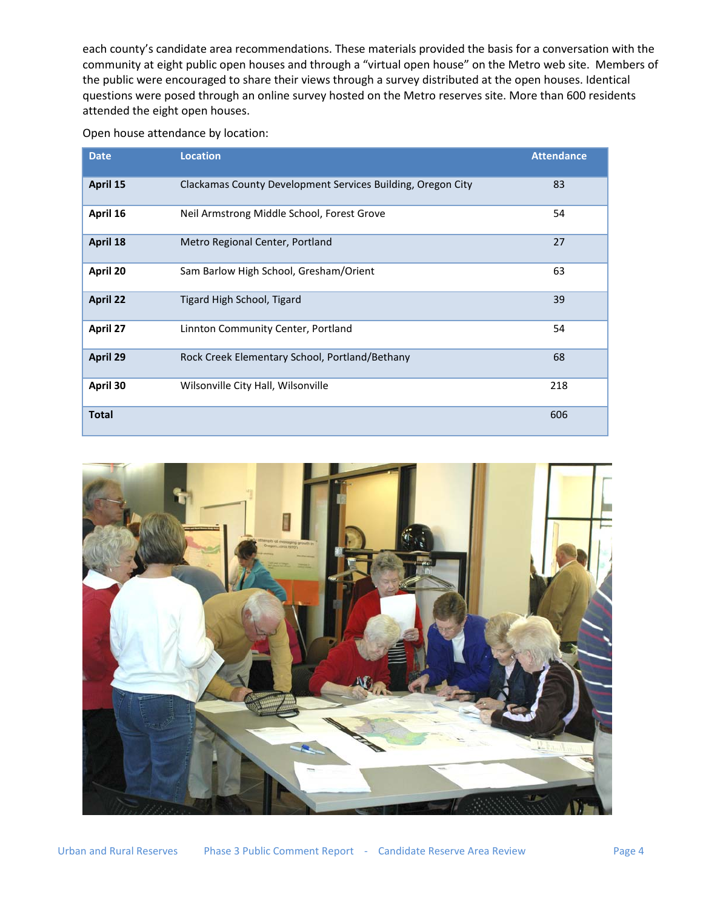each county's candidate area recommendations. These materials provided the basis for a conversation with the community at eight public open houses and through a "virtual open house" on the Metro web site. Members of the public were encouraged to share their views through a survey distributed at the open houses. Identical questions were posed through an online survey hosted on the Metro reserves site. More than 600 residents attended the eight open houses.

Open house attendance by location:

| Date | Location | Attendance |
|---|---|---|
| **April 15** | Clackamas County Development Services Building, Oregon City | 83 |
| **April 16** | Neil Armstrong Middle School, Forest Grove | 54 |
| **April 18** | Metro Regional Center, Portland | 27 |
| **April 20** | Sam Barlow High School, Gresham/Orient | 63 |
| **April 22** | Tigard High School, Tigard | 39 |
| **April 27** | Linnton Community Center, Portland | 54 |
| **April 29** | Rock Creek Elementary School, Portland/Bethany | 68 |
| **April 30** | Wilsonville City Hall, Wilsonville | 218 |
| **Total** | | 606 |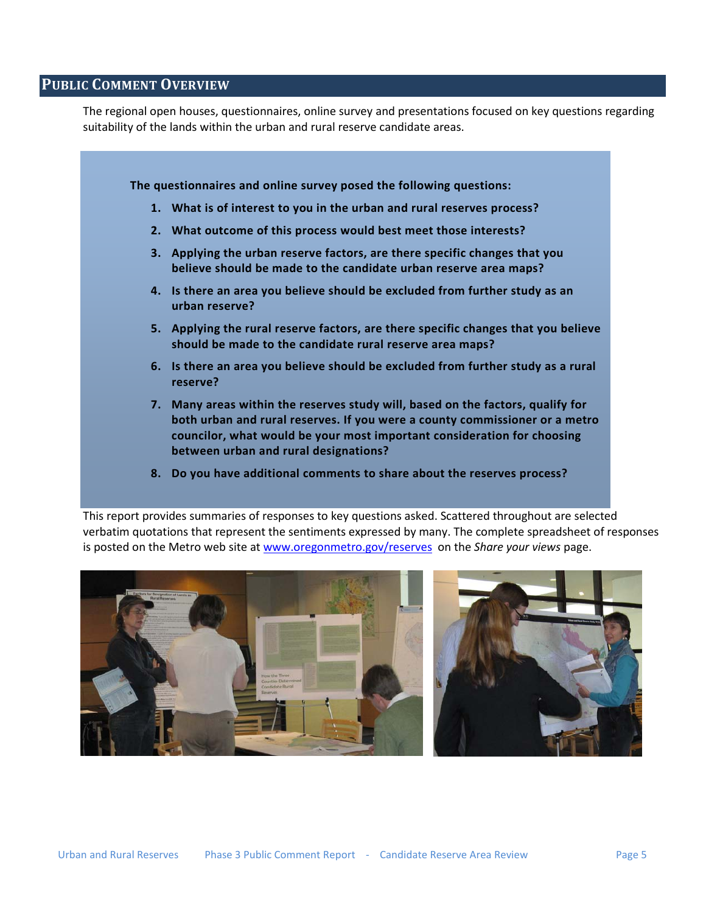## Public Comment Overview

The regional open houses, questionnaires, online survey and presentations focused on key questions regarding suitability of the lands within the urban and rural reserve candidate areas.

**The questionnaires and online survey posed the following questions:**

1. **What is of interest to you in the urban and rural reserves process?**
2. **What outcome of this process would best meet those interests?**
3. **Applying the urban reserve factors, are there specific changes that you believe should be made to the candidate urban reserve area maps?**
4. **Is there an area you believe should be excluded from further study as an urban reserve?**
5. **Applying the rural reserve factors, are there specific changes that you believe should be made to the candidate rural reserve area maps?**
6. **Is there an area you believe should be excluded from further study as a rural reserve?**
7. **Many areas within the reserves study will, based on the factors, qualify for both urban and rural reserves. If you were a county commissioner or a metro councilor, what would be your most important consideration for choosing between urban and rural designations?**
8. **Do you have additional comments to share about the reserves process?**

This report provides summaries of responses to key questions asked. Scattered throughout are selected verbatim quotations that represent the sentiments expressed by many. The complete spreadsheet of responses is posted on the Metro web site at www.oregonmetro.gov/reserves on the *Share your views* page.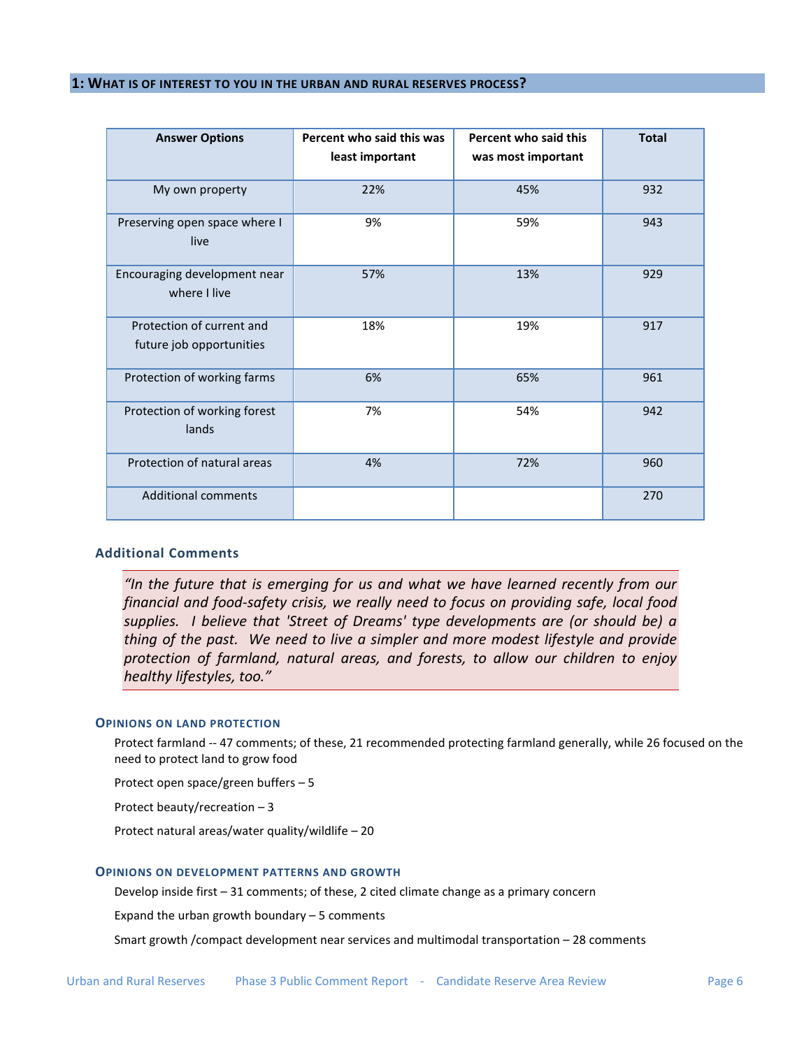## 1: What is of interest to you in the urban and rural reserves process?

| Answer Options | Percent who said this was least important | Percent who said this was most important | Total |
|---|---|---|---|
| My own property | 22% | 45% | 932 |
| Preserving open space where I live | 9% | 59% | 943 |
| Encouraging development near where I live | 57% | 13% | 929 |
| Protection of current and future job opportunities | 18% | 19% | 917 |
| Protection of working farms | 6% | 65% | 961 |
| Protection of working forest lands | 7% | 54% | 942 |
| Protection of natural areas | 4% | 72% | 960 |
| Additional comments | | | 270 |

### Additional Comments

> *"In the future that is emerging for us and what we have learned recently from our financial and food-safety crisis, we really need to focus on providing safe, local food supplies. I believe that 'Street of Dreams' type developments are (or should be) a thing of the past. We need to live a simpler and more modest lifestyle and provide protection of farmland, natural areas, and forests, to allow our children to enjoy healthy lifestyles, too."*

#### Opinions on land protection

Protect farmland -- 47 comments; of these, 21 recommended protecting farmland generally, while 26 focused on the need to protect land to grow food

Protect open space/green buffers – 5

Protect beauty/recreation – 3

Protect natural areas/water quality/wildlife – 20

#### Opinions on development patterns and growth

Develop inside first – 31 comments; of these, 2 cited climate change as a primary concern

Expand the urban growth boundary – 5 comments

Smart growth /compact development near services and multimodal transportation – 28 comments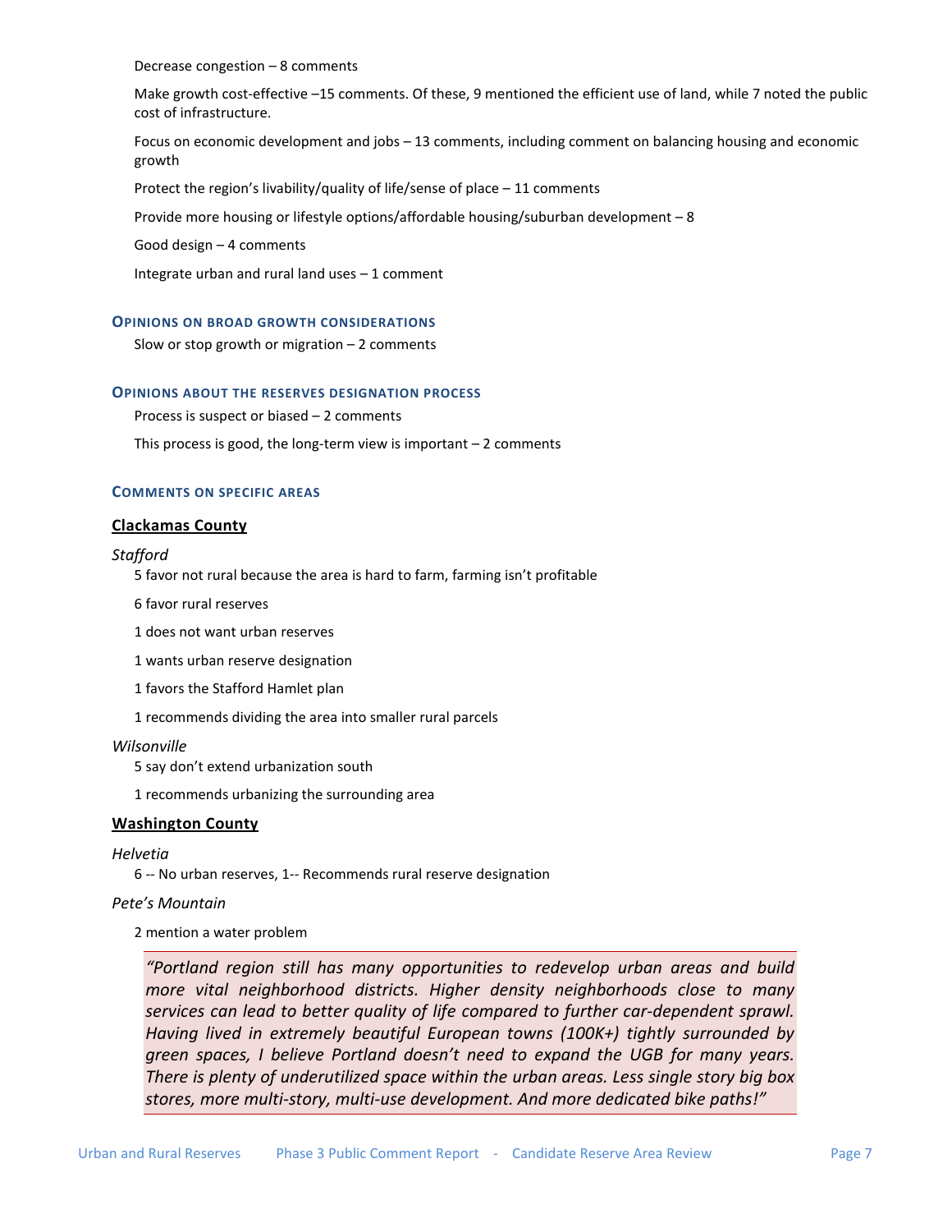Decrease congestion – 8 comments

Make growth cost-effective –15 comments. Of these, 9 mentioned the efficient use of land, while 7 noted the public cost of infrastructure.

Focus on economic development and jobs – 13 comments, including comment on balancing housing and economic growth

Protect the region's livability/quality of life/sense of place – 11 comments

Provide more housing or lifestyle options/affordable housing/suburban development – 8

Good design – 4 comments

Integrate urban and rural land uses – 1 comment

### Opinions on broad growth considerations

Slow or stop growth or migration – 2 comments

### Opinions about the reserves designation process

Process is suspect or biased – 2 comments

This process is good, the long-term view is important – 2 comments

### Comments on specific areas

#### Clackamas County

*Stafford*

5 favor not rural because the area is hard to farm, farming isn't profitable

6 favor rural reserves

1 does not want urban reserves

1 wants urban reserve designation

1 favors the Stafford Hamlet plan

1 recommends dividing the area into smaller rural parcels

*Wilsonville*

5 say don't extend urbanization south

1 recommends urbanizing the surrounding area

#### Washington County

*Helvetia*

6 -- No urban reserves, 1-- Recommends rural reserve designation

*Pete's Mountain*

2 mention a water problem

> *"Portland region still has many opportunities to redevelop urban areas and build more vital neighborhood districts. Higher density neighborhoods close to many services can lead to better quality of life compared to further car-dependent sprawl. Having lived in extremely beautiful European towns (100K+) tightly surrounded by green spaces, I believe Portland doesn't need to expand the UGB for many years. There is plenty of underutilized space within the urban areas. Less single story big box stores, more multi-story, multi-use development. And more dedicated bike paths!"*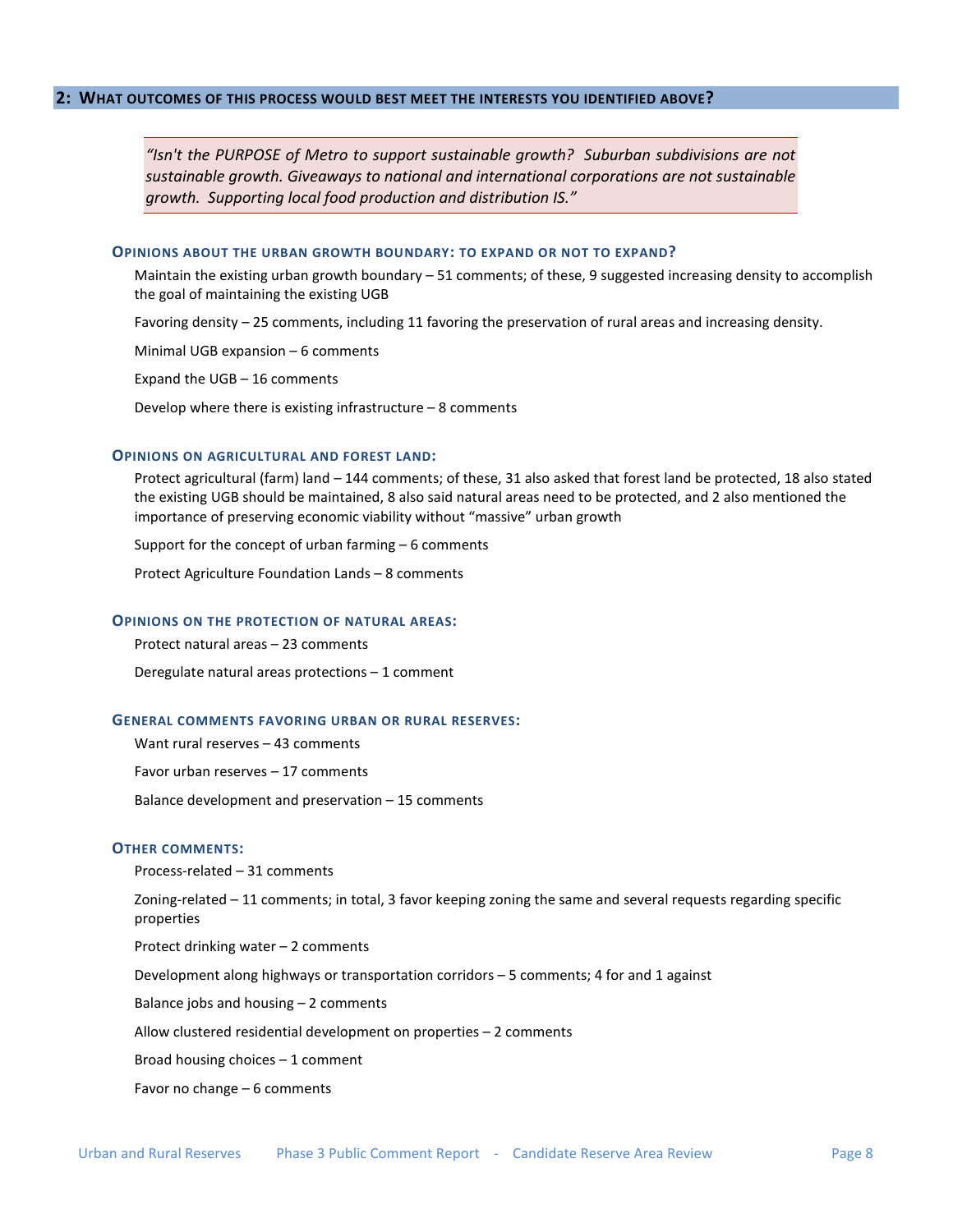## 2: What outcomes of this process would best meet the interests you identified above?

> *"Isn't the PURPOSE of Metro to support sustainable growth? Suburban subdivisions are not sustainable growth. Giveaways to national and international corporations are not sustainable growth. Supporting local food production and distribution IS."*

### Opinions about the urban growth boundary: to expand or not to expand?

Maintain the existing urban growth boundary – 51 comments; of these, 9 suggested increasing density to accomplish the goal of maintaining the existing UGB

Favoring density – 25 comments, including 11 favoring the preservation of rural areas and increasing density.

Minimal UGB expansion – 6 comments

Expand the UGB – 16 comments

Develop where there is existing infrastructure – 8 comments

### Opinions on agricultural and forest land:

Protect agricultural (farm) land – 144 comments; of these, 31 also asked that forest land be protected, 18 also stated the existing UGB should be maintained, 8 also said natural areas need to be protected, and 2 also mentioned the importance of preserving economic viability without "massive" urban growth

Support for the concept of urban farming – 6 comments

Protect Agriculture Foundation Lands – 8 comments

### Opinions on the protection of natural areas:

Protect natural areas – 23 comments

Deregulate natural areas protections – 1 comment

### General comments favoring urban or rural reserves:

Want rural reserves – 43 comments

Favor urban reserves – 17 comments

Balance development and preservation – 15 comments

### Other comments:

Process-related – 31 comments

Zoning-related – 11 comments; in total, 3 favor keeping zoning the same and several requests regarding specific properties

Protect drinking water – 2 comments

Development along highways or transportation corridors – 5 comments; 4 for and 1 against

Balance jobs and housing – 2 comments

Allow clustered residential development on properties – 2 comments

Broad housing choices – 1 comment

Favor no change – 6 comments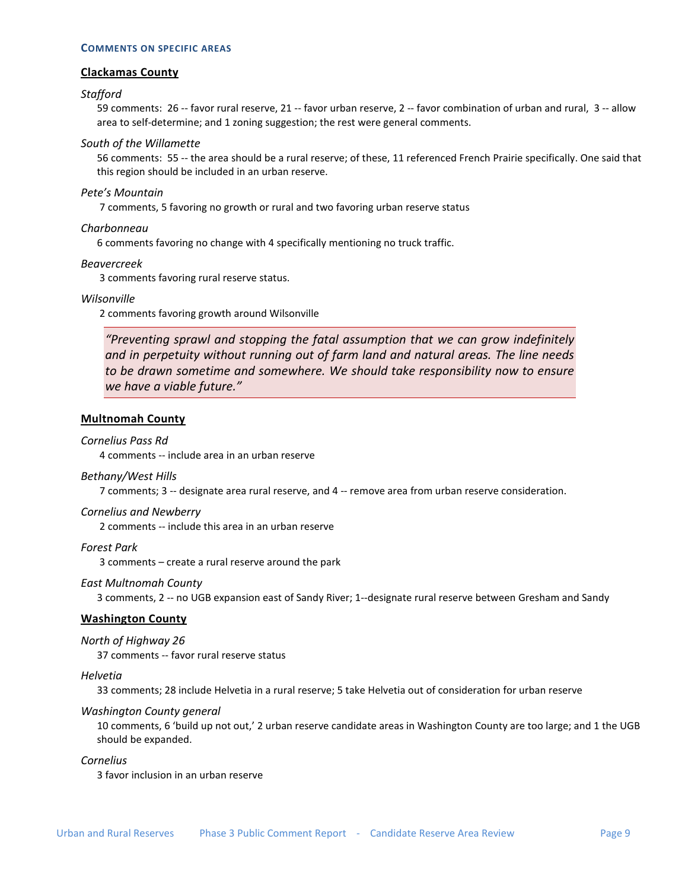### Comments on Specific Areas

#### Clackamas County

*Stafford*

59 comments: 26 -- favor rural reserve, 21 -- favor urban reserve, 2 -- favor combination of urban and rural, 3 -- allow area to self-determine; and 1 zoning suggestion; the rest were general comments.

*South of the Willamette*

56 comments: 55 -- the area should be a rural reserve; of these, 11 referenced French Prairie specifically. One said that this region should be included in an urban reserve.

*Pete's Mountain*

7 comments, 5 favoring no growth or rural and two favoring urban reserve status

*Charbonneau*

6 comments favoring no change with 4 specifically mentioning no truck traffic.

*Beavercreek*

3 comments favoring rural reserve status.

*Wilsonville*

2 comments favoring growth around Wilsonville

> *"Preventing sprawl and stopping the fatal assumption that we can grow indefinitely and in perpetuity without running out of farm land and natural areas. The line needs to be drawn sometime and somewhere. We should take responsibility now to ensure we have a viable future."*

#### Multnomah County

*Cornelius Pass Rd*

4 comments -- include area in an urban reserve

*Bethany/West Hills*

7 comments; 3 -- designate area rural reserve, and 4 -- remove area from urban reserve consideration.

*Cornelius and Newberry*

2 comments -- include this area in an urban reserve

*Forest Park*

3 comments – create a rural reserve around the park

*East Multnomah County*

3 comments, 2 -- no UGB expansion east of Sandy River; 1--designate rural reserve between Gresham and Sandy

#### Washington County

*North of Highway 26*

37 comments -- favor rural reserve status

*Helvetia*

33 comments; 28 include Helvetia in a rural reserve; 5 take Helvetia out of consideration for urban reserve

*Washington County general*

10 comments, 6 'build up not out,' 2 urban reserve candidate areas in Washington County are too large; and 1 the UGB should be expanded.

*Cornelius*

3 favor inclusion in an urban reserve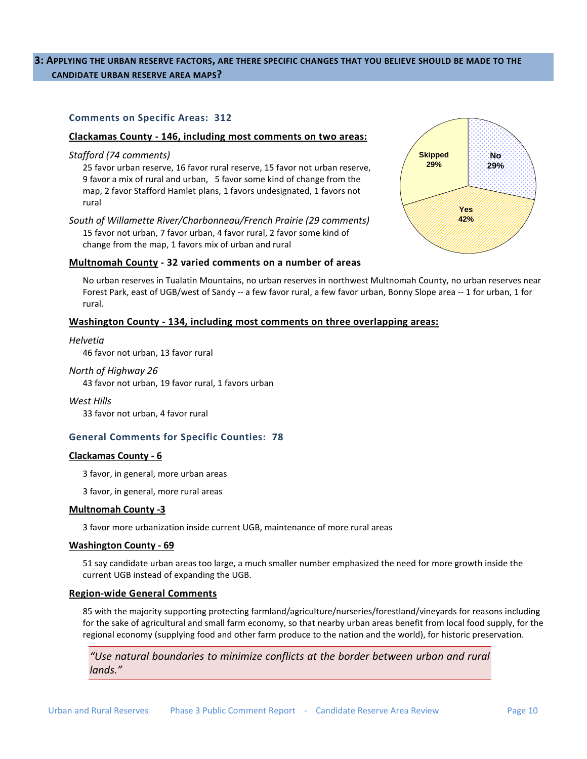## 3: Applying the urban reserve factors, are there specific changes that you believe should be made to the candidate urban reserve area maps?

Skipped 29%
No 29%
Yes 42%

### Comments on Specific Areas: 312

**Clackamas County - 146, including most comments on two areas:**

*Stafford (74 comments)*

25 favor urban reserve, 16 favor rural reserve, 15 favor not urban reserve, 9 favor a mix of rural and urban, 5 favor some kind of change from the map, 2 favor Stafford Hamlet plans, 1 favors undesignated, 1 favors not rural

*South of Willamette River/Charbonneau/French Prairie (29 comments)*

15 favor not urban, 7 favor urban, 4 favor rural, 2 favor some kind of change from the map, 1 favors mix of urban and rural

**Multnomah County - 32 varied comments on a number of areas**

No urban reserves in Tualatin Mountains, no urban reserves in northwest Multnomah County, no urban reserves near Forest Park, east of UGB/west of Sandy -- a few favor rural, a few favor urban, Bonny Slope area -- 1 for urban, 1 for rural.

**Washington County - 134, including most comments on three overlapping areas:**

*Helvetia*

46 favor not urban, 13 favor rural

*North of Highway 26*

43 favor not urban, 19 favor rural, 1 favors urban

*West Hills*

33 favor not urban, 4 favor rural

### General Comments for Specific Counties: 78

**Clackamas County - 6**

3 favor, in general, more urban areas

3 favor, in general, more rural areas

**Multnomah County -3**

3 favor more urbanization inside current UGB, maintenance of more rural areas

**Washington County - 69**

51 say candidate urban areas too large, a much smaller number emphasized the need for more growth inside the current UGB instead of expanding the UGB.

**Region-wide General Comments**

85 with the majority supporting protecting farmland/agriculture/nurseries/forestland/vineyards for reasons including for the sake of agricultural and small farm economy, so that nearby urban areas benefit from local food supply, for the regional economy (supplying food and other farm produce to the nation and the world), for historic preservation.

> *"Use natural boundaries to minimize conflicts at the border between urban and rural lands."*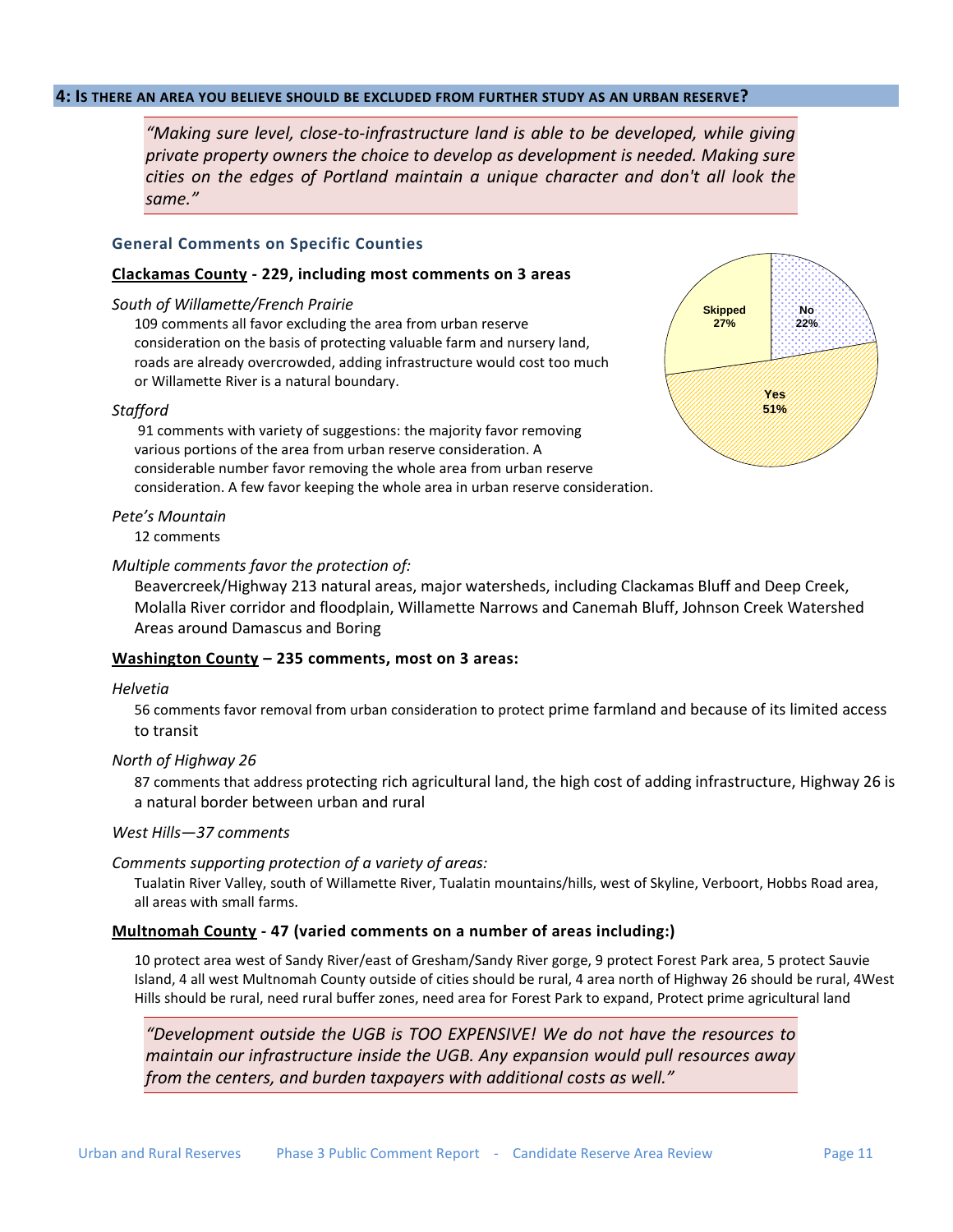## 4: Is there an area you believe should be excluded from further study as an urban reserve?

> *"Making sure level, close-to-infrastructure land is able to be developed, while giving private property owners the choice to develop as development is needed. Making sure cities on the edges of Portland maintain a unique character and don't all look the same."*

### General Comments on Specific Counties

**Clackamas County - 229, including most comments on 3 areas**

Skipped 27%
No 22%
Yes 51%

*South of Willamette/French Prairie*

109 comments all favor excluding the area from urban reserve consideration on the basis of protecting valuable farm and nursery land, roads are already overcrowded, adding infrastructure would cost too much or Willamette River is a natural boundary.

*Stafford*

91 comments with variety of suggestions: the majority favor removing various portions of the area from urban reserve consideration. A considerable number favor removing the whole area from urban reserve consideration. A few favor keeping the whole area in urban reserve consideration.

*Pete's Mountain*

12 comments

*Multiple comments favor the protection of:*

Beavercreek/Highway 213 natural areas, major watersheds, including Clackamas Bluff and Deep Creek, Molalla River corridor and floodplain, Willamette Narrows and Canemah Bluff, Johnson Creek Watershed Areas around Damascus and Boring

**Washington County – 235 comments, most on 3 areas:**

*Helvetia*

56 comments favor removal from urban consideration to protect prime farmland and because of its limited access to transit

*North of Highway 26*

87 comments that address protecting rich agricultural land, the high cost of adding infrastructure, Highway 26 is a natural border between urban and rural

*West Hills—37 comments*

*Comments supporting protection of a variety of areas:*

Tualatin River Valley, south of Willamette River, Tualatin mountains/hills, west of Skyline, Verboort, Hobbs Road area, all areas with small farms.

**Multnomah County - 47 (varied comments on a number of areas including:)**

10 protect area west of Sandy River/east of Gresham/Sandy River gorge, 9 protect Forest Park area, 5 protect Sauvie Island, 4 all west Multnomah County outside of cities should be rural, 4 area north of Highway 26 should be rural, 4West Hills should be rural, need rural buffer zones, need area for Forest Park to expand, Protect prime agricultural land

> *"Development outside the UGB is TOO EXPENSIVE! We do not have the resources to maintain our infrastructure inside the UGB. Any expansion would pull resources away from the centers, and burden taxpayers with additional costs as well."*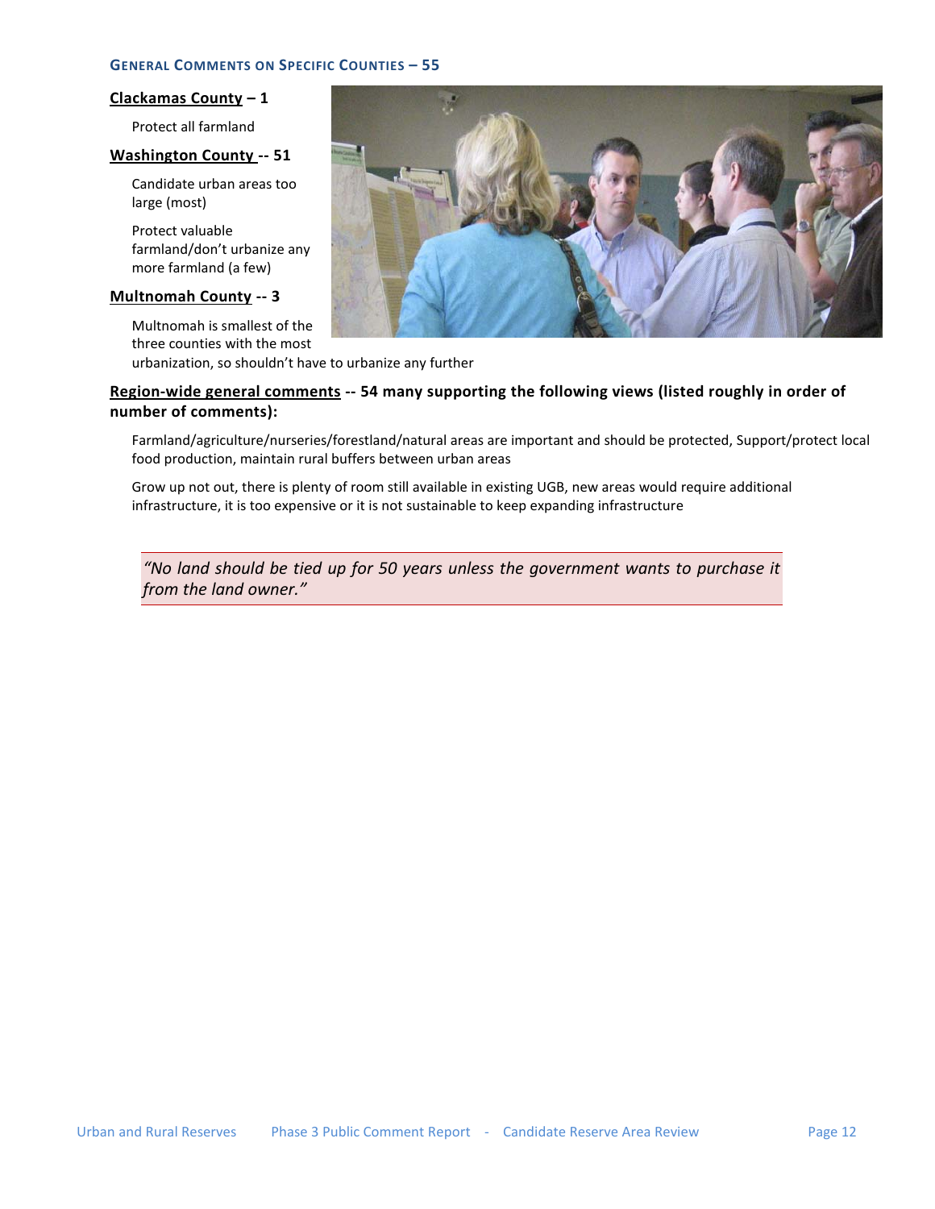### General Comments on Specific Counties – 55

**Clackamas County – 1**

Protect all farmland

**Washington County -- 51**

Candidate urban areas too large (most)

Protect valuable farmland/don't urbanize any more farmland (a few)

**Multnomah County -- 3**

Multnomah is smallest of the three counties with the most urbanization, so shouldn't have to urbanize any further

**Region-wide general comments -- 54 many supporting the following views (listed roughly in order of number of comments):**

Farmland/agriculture/nurseries/forestland/natural areas are important and should be protected, Support/protect local food production, maintain rural buffers between urban areas

Grow up not out, there is plenty of room still available in existing UGB, new areas would require additional infrastructure, it is too expensive or it is not sustainable to keep expanding infrastructure

> *"No land should be tied up for 50 years unless the government wants to purchase it from the land owner."*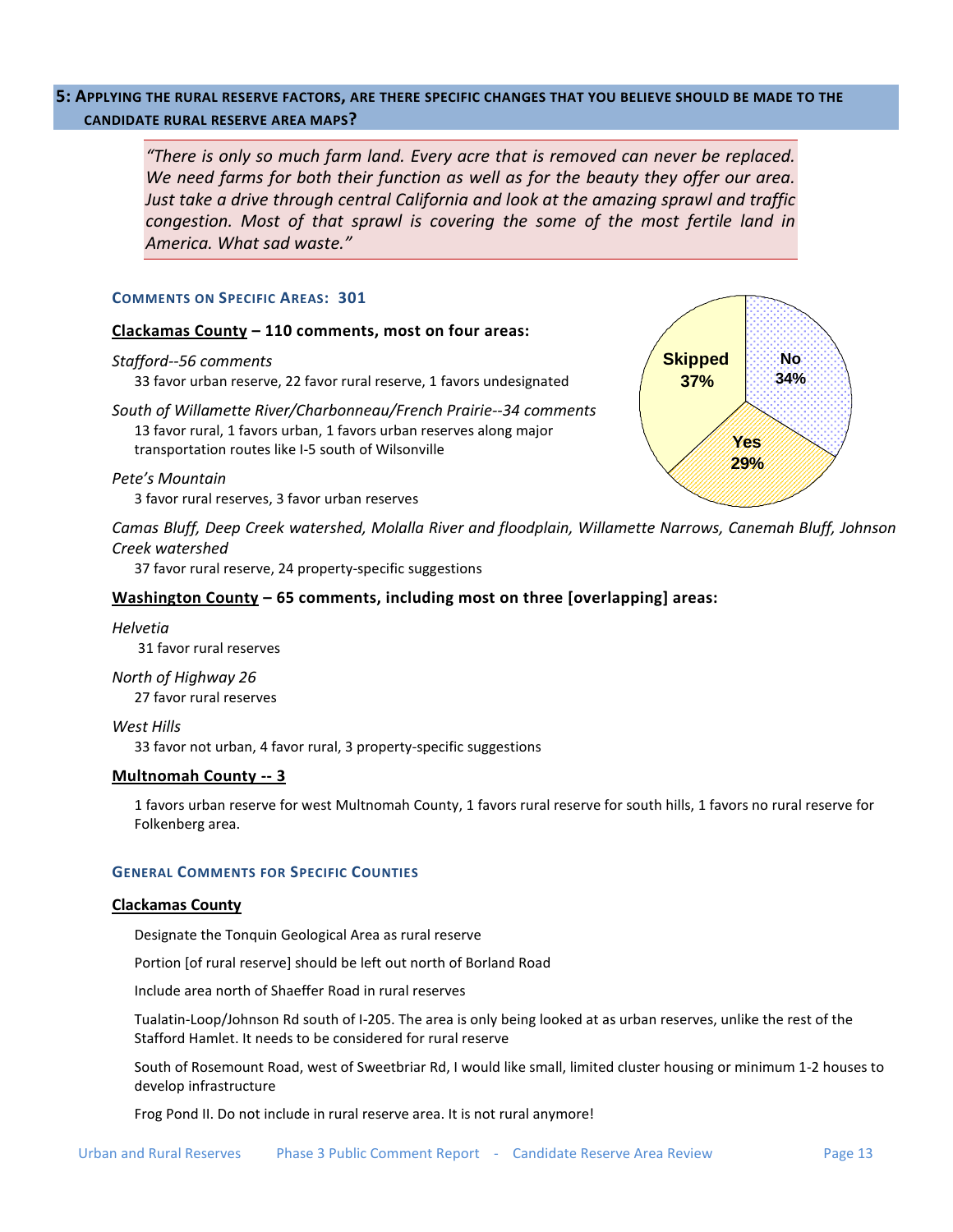## 5: Applying the rural reserve factors, are there specific changes that you believe should be made to the candidate rural reserve area maps?

> *"There is only so much farm land. Every acre that is removed can never be replaced. We need farms for both their function as well as for the beauty they offer our area. Just take a drive through central California and look at the amazing sprawl and traffic congestion. Most of that sprawl is covering the some of the most fertile land in America. What sad waste."*

Skipped 37%
No 34%
Yes 29%

### Comments on Specific Areas: 301

**Clackamas County – 110 comments, most on four areas:**

*Stafford--56 comments*
33 favor urban reserve, 22 favor rural reserve, 1 favors undesignated

*South of Willamette River/Charbonneau/French Prairie--34 comments*
13 favor rural, 1 favors urban, 1 favors urban reserves along major transportation routes like I-5 south of Wilsonville

*Pete's Mountain*
3 favor rural reserves, 3 favor urban reserves

*Camas Bluff, Deep Creek watershed, Molalla River and floodplain, Willamette Narrows, Canemah Bluff, Johnson Creek watershed*
37 favor rural reserve, 24 property-specific suggestions

**Washington County – 65 comments, including most on three [overlapping] areas:**

*Helvetia*
31 favor rural reserves

*North of Highway 26*
27 favor rural reserves

*West Hills*
33 favor not urban, 4 favor rural, 3 property-specific suggestions

**Multnomah County -- 3**

1 favors urban reserve for west Multnomah County, 1 favors rural reserve for south hills, 1 favors no rural reserve for Folkenberg area.

### General Comments for Specific Counties

**Clackamas County**

Designate the Tonquin Geological Area as rural reserve

Portion [of rural reserve] should be left out north of Borland Road

Include area north of Shaeffer Road in rural reserves

Tualatin-Loop/Johnson Rd south of I-205. The area is only being looked at as urban reserves, unlike the rest of the Stafford Hamlet. It needs to be considered for rural reserve

South of Rosemount Road, west of Sweetbriar Rd, I would like small, limited cluster housing or minimum 1-2 houses to develop infrastructure

Frog Pond II. Do not include in rural reserve area. It is not rural anymore!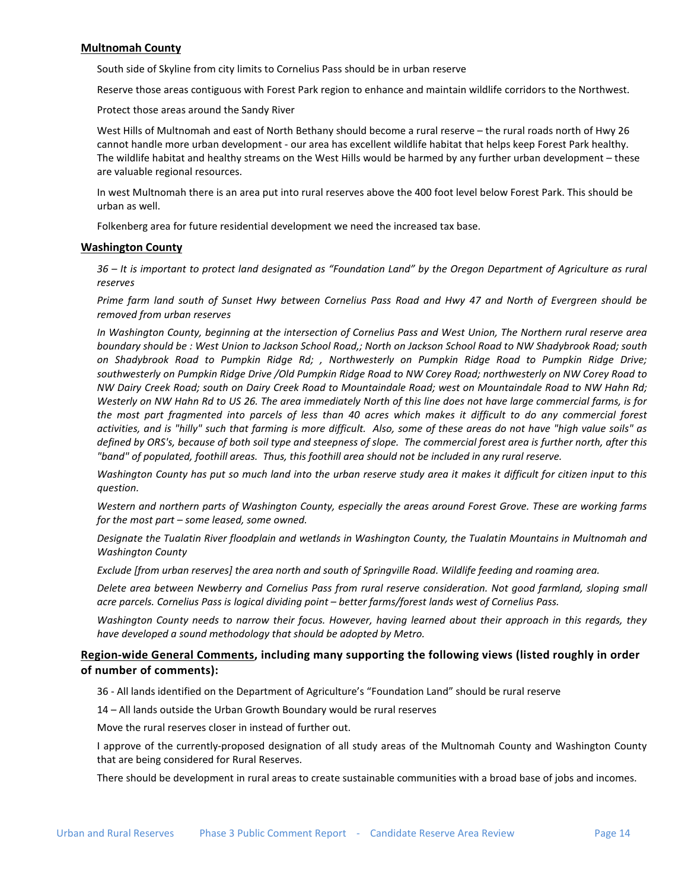**Multnomah County**

South side of Skyline from city limits to Cornelius Pass should be in urban reserve

Reserve those areas contiguous with Forest Park region to enhance and maintain wildlife corridors to the Northwest.

Protect those areas around the Sandy River

West Hills of Multnomah and east of North Bethany should become a rural reserve – the rural roads north of Hwy 26 cannot handle more urban development - our area has excellent wildlife habitat that helps keep Forest Park healthy. The wildlife habitat and healthy streams on the West Hills would be harmed by any further urban development – these are valuable regional resources.

In west Multnomah there is an area put into rural reserves above the 400 foot level below Forest Park. This should be urban as well.

Folkenberg area for future residential development we need the increased tax base.

**Washington County**

*36 – It is important to protect land designated as "Foundation Land" by the Oregon Department of Agriculture as rural reserves*

*Prime farm land south of Sunset Hwy between Cornelius Pass Road and Hwy 47 and North of Evergreen should be removed from urban reserves*

*In Washington County, beginning at the intersection of Cornelius Pass and West Union, The Northern rural reserve area boundary should be : West Union to Jackson School Road,; North on Jackson School Road to NW Shadybrook Road; south on Shadybrook Road to Pumpkin Ridge Rd; , Northwesterly on Pumpkin Ridge Road to Pumpkin Ridge Drive; southwesterly on Pumpkin Ridge Drive /Old Pumpkin Ridge Road to NW Corey Road; northwesterly on NW Corey Road to NW Dairy Creek Road; south on Dairy Creek Road to Mountaindale Road; west on Mountaindale Road to NW Hahn Rd; Westerly on NW Hahn Rd to US 26. The area immediately North of this line does not have large commercial farms, is for the most part fragmented into parcels of less than 40 acres which makes it difficult to do any commercial forest activities, and is "hilly" such that farming is more difficult. Also, some of these areas do not have "high value soils" as defined by ORS's, because of both soil type and steepness of slope. The commercial forest area is further north, after this "band" of populated, foothill areas. Thus, this foothill area should not be included in any rural reserve.*

*Washington County has put so much land into the urban reserve study area it makes it difficult for citizen input to this question.*

*Western and northern parts of Washington County, especially the areas around Forest Grove. These are working farms for the most part – some leased, some owned.*

*Designate the Tualatin River floodplain and wetlands in Washington County, the Tualatin Mountains in Multnomah and Washington County*

*Exclude [from urban reserves] the area north and south of Springville Road. Wildlife feeding and roaming area.*

*Delete area between Newberry and Cornelius Pass from rural reserve consideration. Not good farmland, sloping small acre parcels. Cornelius Pass is logical dividing point – better farms/forest lands west of Cornelius Pass.*

*Washington County needs to narrow their focus. However, having learned about their approach in this regards, they have developed a sound methodology that should be adopted by Metro.*

**Region-wide General Comments, including many supporting the following views (listed roughly in order of number of comments):**

36 - All lands identified on the Department of Agriculture's "Foundation Land" should be rural reserve

14 – All lands outside the Urban Growth Boundary would be rural reserves

Move the rural reserves closer in instead of further out.

I approve of the currently-proposed designation of all study areas of the Multnomah County and Washington County that are being considered for Rural Reserves.

There should be development in rural areas to create sustainable communities with a broad base of jobs and incomes.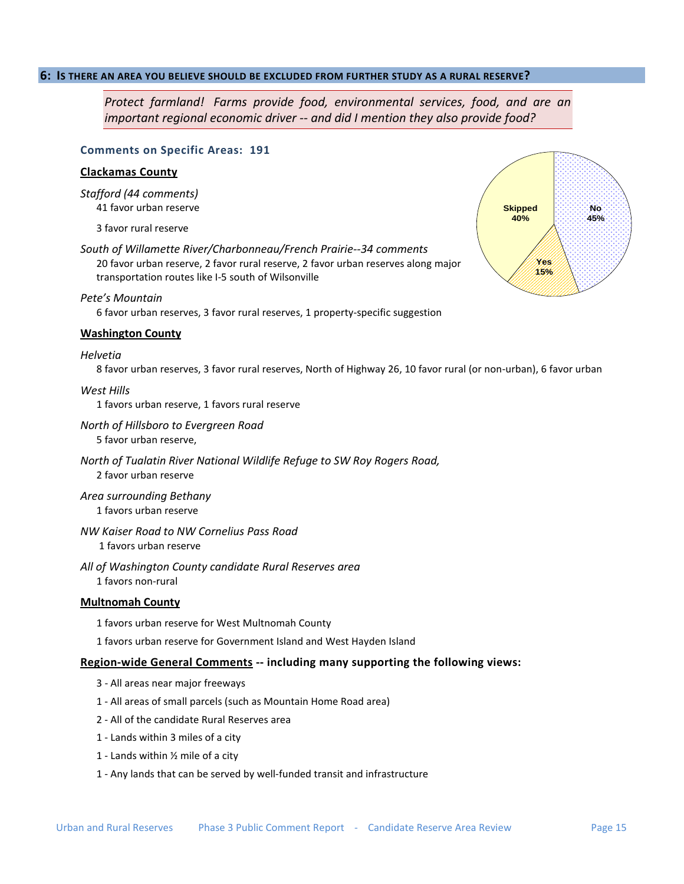## 6: Is there an area you believe should be excluded from further study as a rural reserve?

*Protect farmland! Farms provide food, environmental services, food, and are an important regional economic driver -- and did I mention they also provide food?*

Skipped 40%
No 45%
Yes 15%

### Comments on Specific Areas: 191

**Clackamas County**

*Stafford (44 comments)*

41 favor urban reserve

3 favor rural reserve

*South of Willamette River/Charbonneau/French Prairie--34 comments*

20 favor urban reserve, 2 favor rural reserve, 2 favor urban reserves along major transportation routes like I-5 south of Wilsonville

*Pete's Mountain*

6 favor urban reserves, 3 favor rural reserves, 1 property-specific suggestion

**Washington County**

*Helvetia*

8 favor urban reserves, 3 favor rural reserves, North of Highway 26, 10 favor rural (or non-urban), 6 favor urban

*West Hills*

1 favors urban reserve, 1 favors rural reserve

*North of Hillsboro to Evergreen Road*

5 favor urban reserve,

*North of Tualatin River National Wildlife Refuge to SW Roy Rogers Road,*

2 favor urban reserve

*Area surrounding Bethany*

1 favors urban reserve

*NW Kaiser Road to NW Cornelius Pass Road*

1 favors urban reserve

*All of Washington County candidate Rural Reserves area*

1 favors non-rural

**Multnomah County**

1 favors urban reserve for West Multnomah County

1 favors urban reserve for Government Island and West Hayden Island

**Region-wide General Comments -- including many supporting the following views:**

3 - All areas near major freeways

1 - All areas of small parcels (such as Mountain Home Road area)

2 - All of the candidate Rural Reserves area

1 - Lands within 3 miles of a city

1 - Lands within ½ mile of a city

1 - Any lands that can be served by well-funded transit and infrastructure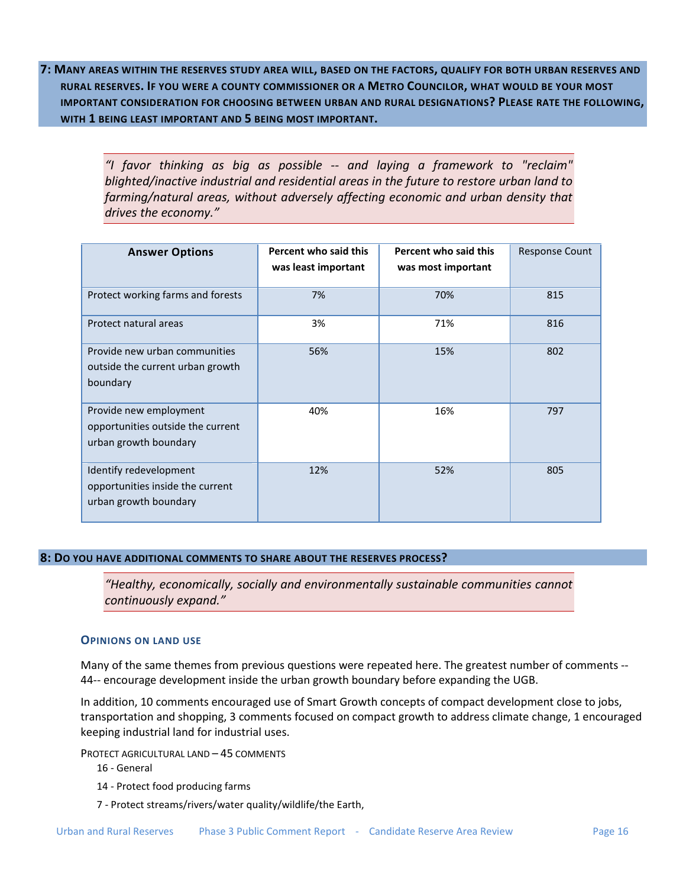## 7: Many areas within the reserves study area will, based on the factors, qualify for both urban reserves and rural reserves. If you were a county commissioner or a Metro Councilor, what would be your most important consideration for choosing between urban and rural designations? Please rate the following, with 1 being least important and 5 being most important.

> *"I favor thinking as big as possible -- and laying a framework to "reclaim" blighted/inactive industrial and residential areas in the future to restore urban land to farming/natural areas, without adversely affecting economic and urban density that drives the economy."*

| Answer Options | Percent who said this was least important | Percent who said this was most important | Response Count |
|---|---|---|---|
| Protect working farms and forests | 7% | 70% | 815 |
| Protect natural areas | 3% | 71% | 816 |
| Provide new urban communities outside the current urban growth boundary | 56% | 15% | 802 |
| Provide new employment opportunities outside the current urban growth boundary | 40% | 16% | 797 |
| Identify redevelopment opportunities inside the current urban growth boundary | 12% | 52% | 805 |

## 8: Do you have additional comments to share about the reserves process?

> *"Healthy, economically, socially and environmentally sustainable communities cannot continuously expand."*

### Opinions on land use

Many of the same themes from previous questions were repeated here. The greatest number of comments -- 44-- encourage development inside the urban growth boundary before expanding the UGB.

In addition, 10 comments encouraged use of Smart Growth concepts of compact development close to jobs, transportation and shopping, 3 comments focused on compact growth to address climate change, 1 encouraged keeping industrial land for industrial uses.

Protect agricultural land – 45 comments

- 16 - General
- 14 - Protect food producing farms
- 7 - Protect streams/rivers/water quality/wildlife/the Earth,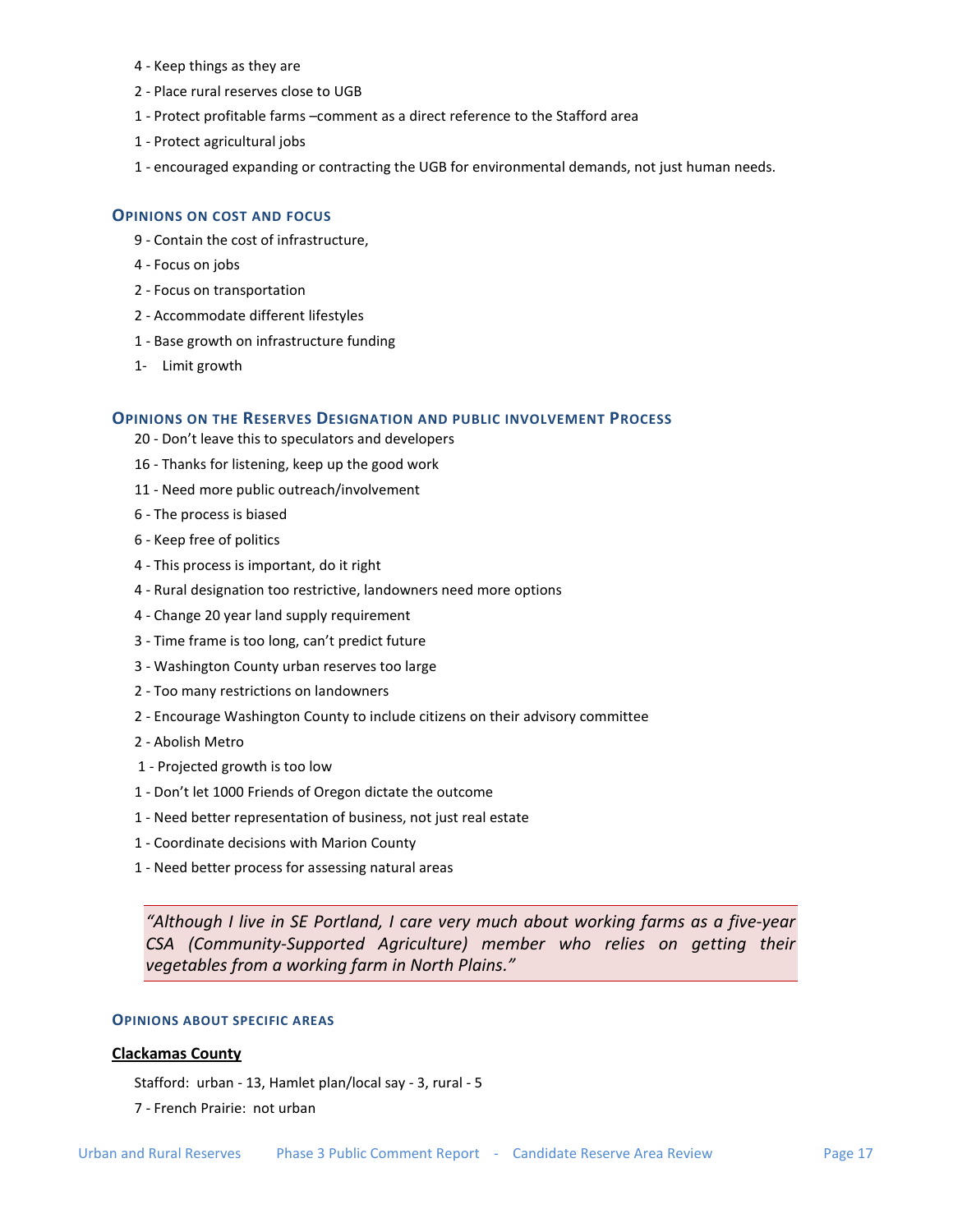4 - Keep things as they are

2 - Place rural reserves close to UGB

1 - Protect profitable farms –comment as a direct reference to the Stafford area

1 - Protect agricultural jobs

1 - encouraged expanding or contracting the UGB for environmental demands, not just human needs.

### Opinions on cost and focus

9 - Contain the cost of infrastructure,

4 - Focus on jobs

2 - Focus on transportation

2 - Accommodate different lifestyles

1 - Base growth on infrastructure funding

1- Limit growth

### Opinions on the Reserves Designation and public involvement Process

20 - Don't leave this to speculators and developers

16 - Thanks for listening, keep up the good work

11 - Need more public outreach/involvement

6 - The process is biased

6 - Keep free of politics

4 - This process is important, do it right

4 - Rural designation too restrictive, landowners need more options

4 - Change 20 year land supply requirement

3 - Time frame is too long, can't predict future

3 - Washington County urban reserves too large

2 - Too many restrictions on landowners

2 - Encourage Washington County to include citizens on their advisory committee

2 - Abolish Metro

1 - Projected growth is too low

1 - Don't let 1000 Friends of Oregon dictate the outcome

1 - Need better representation of business, not just real estate

1 - Coordinate decisions with Marion County

1 - Need better process for assessing natural areas

> *"Although I live in SE Portland, I care very much about working farms as a five-year CSA (Community-Supported Agriculture) member who relies on getting their vegetables from a working farm in North Plains."*

### Opinions about specific areas

**Clackamas County**

Stafford: urban - 13, Hamlet plan/local say - 3, rural - 5

7 - French Prairie: not urban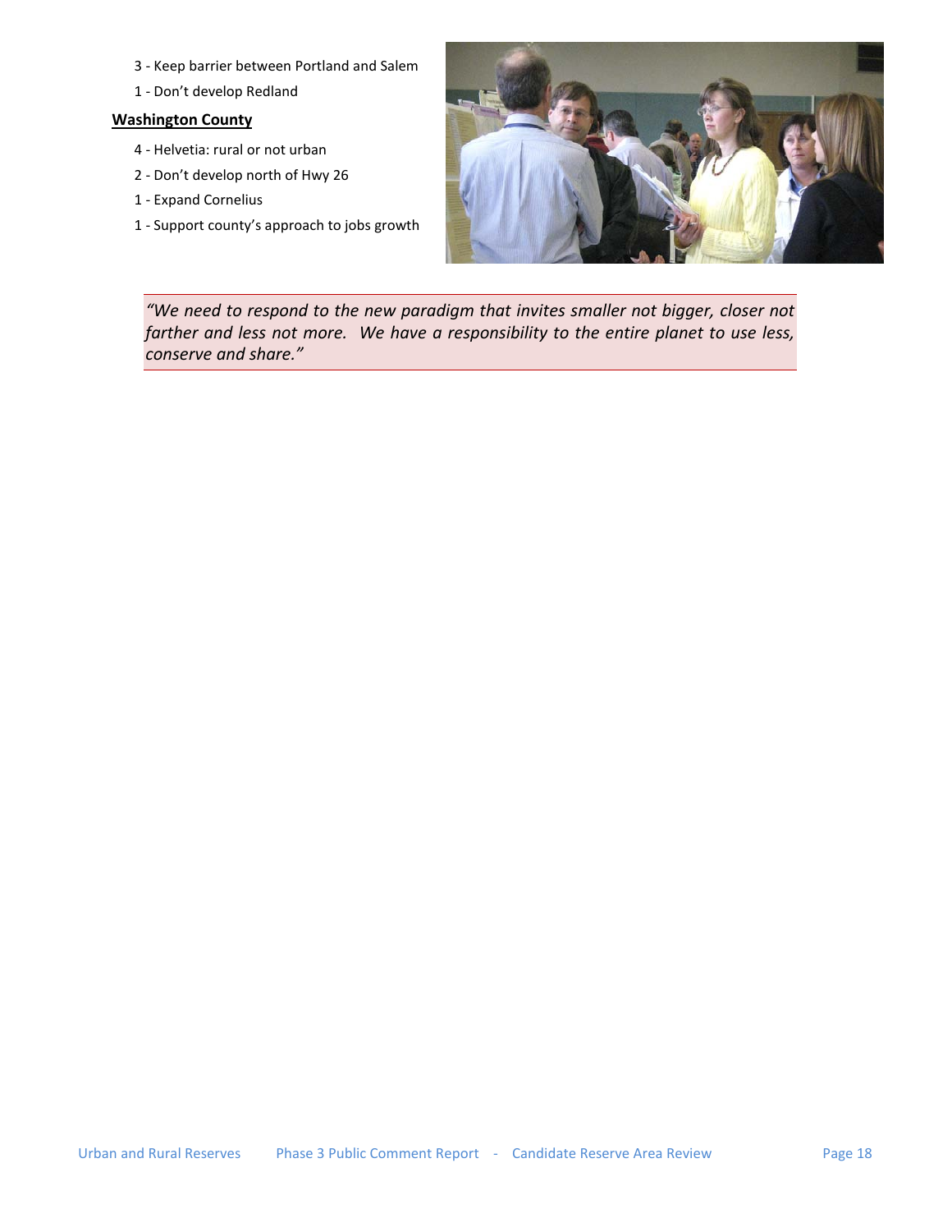- 3 - Keep barrier between Portland and Salem
- 1 - Don't develop Redland

**Washington County**

- 4 - Helvetia: rural or not urban
- 2 - Don't develop north of Hwy 26
- 1 - Expand Cornelius
- 1 - Support county's approach to jobs growth

> *"We need to respond to the new paradigm that invites smaller not bigger, closer not farther and less not more. We have a responsibility to the entire planet to use less, conserve and share."*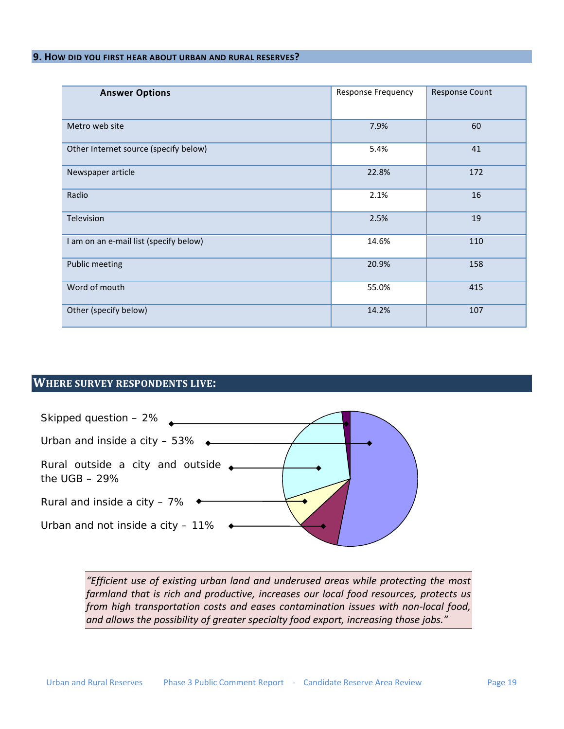## 9. How did you first hear about urban and rural reserves?

| Answer Options | Response Frequency | Response Count |
|---|---|---|
| Metro web site | 7.9% | 60 |
| Other Internet source (specify below) | 5.4% | 41 |
| Newspaper article | 22.8% | 172 |
| Radio | 2.1% | 16 |
| Television | 2.5% | 19 |
| I am on an e-mail list (specify below) | 14.6% | 110 |
| Public meeting | 20.9% | 158 |
| Word of mouth | 55.0% | 415 |
| Other (specify below) | 14.2% | 107 |

## Where survey respondents live:

Skipped question – 2%

Urban and inside a city – 53%

Rural outside a city and outside the UGB – 29%

Rural and inside a city – 7%

Urban and not inside a city – 11%

> *"Efficient use of existing urban land and underused areas while protecting the most farmland that is rich and productive, increases our local food resources, protects us from high transportation costs and eases contamination issues with non-local food, and allows the possibility of greater specialty food export, increasing those jobs."*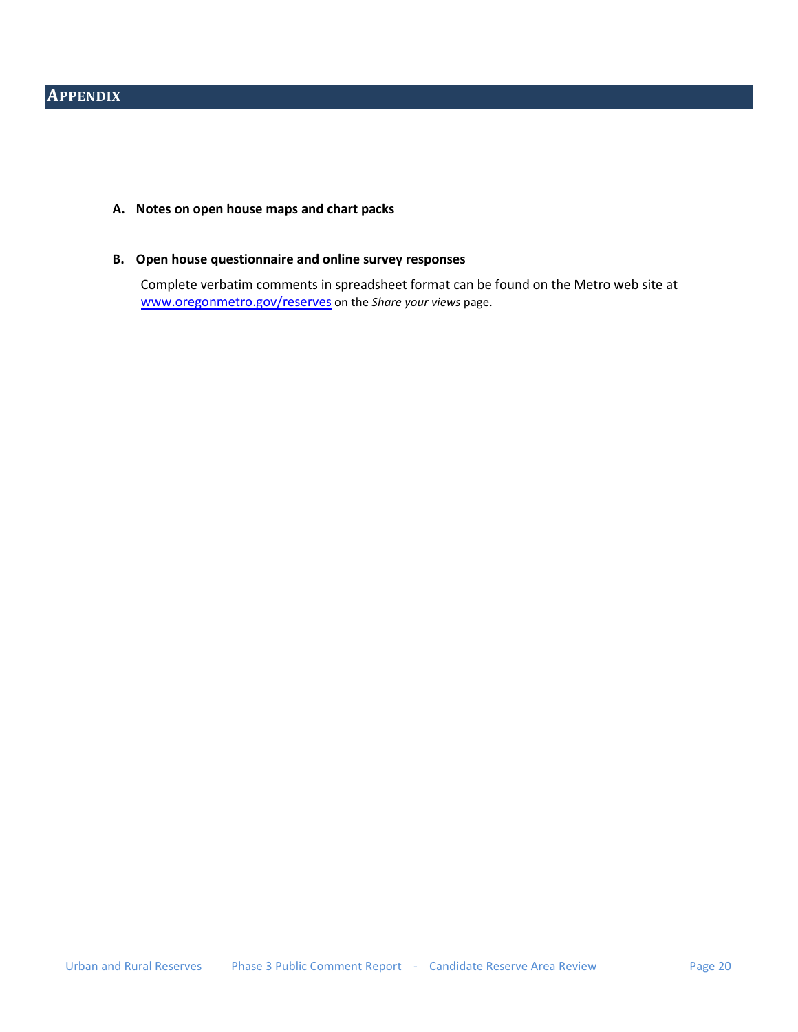# APPENDIX

**A. Notes on open house maps and chart packs**

**B. Open house questionnaire and online survey responses**

Complete verbatim comments in spreadsheet format can be found on the Metro web site at [www.oregonmetro.gov/reserves](www.oregonmetro.gov/reserves) on the *Share your views* page.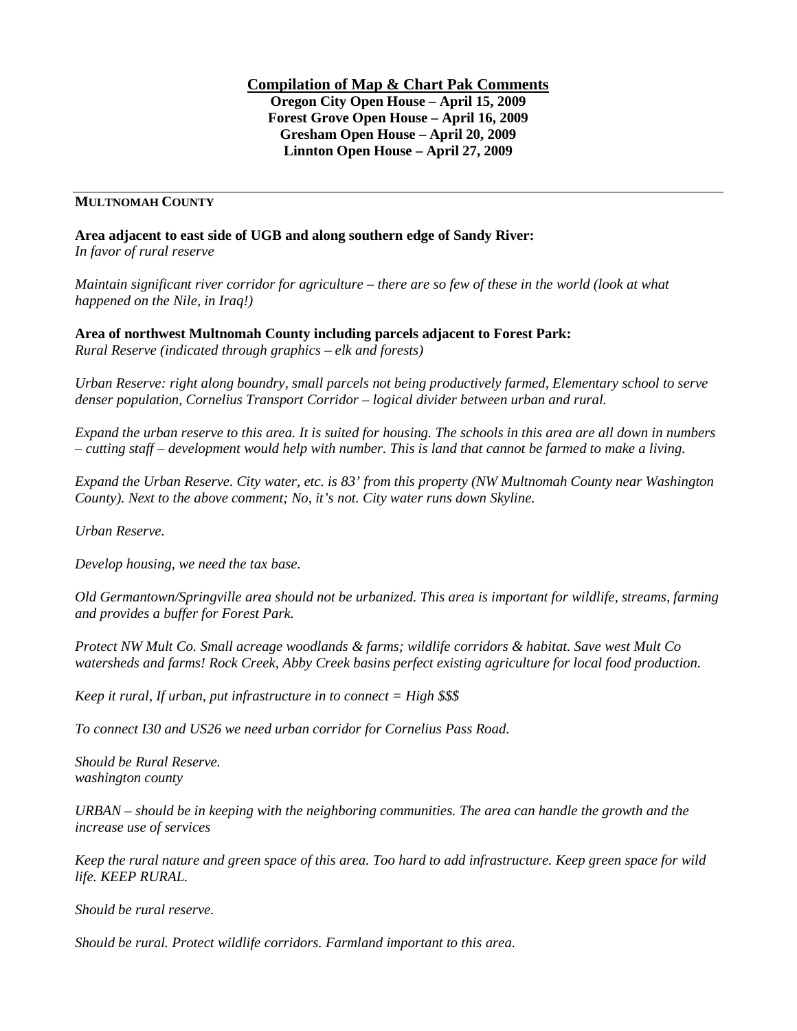**Compilation of Map & Chart Pak Comments**
**Oregon City Open House – April 15, 2009**
**Forest Grove Open House – April 16, 2009**
**Gresham Open House – April 20, 2009**
**Linnton Open House – April 27, 2009**

---

**MULTNOMAH COUNTY**

**Area adjacent to east side of UGB and along southern edge of Sandy River:**
*In favor of rural reserve*

*Maintain significant river corridor for agriculture – there are so few of these in the world (look at what happened on the Nile, in Iraq!)*

**Area of northwest Multnomah County including parcels adjacent to Forest Park:**
*Rural Reserve (indicated through graphics – elk and forests)*

*Urban Reserve: right along boundry, small parcels not being productively farmed, Elementary school to serve denser population, Cornelius Transport Corridor – logical divider between urban and rural.*

*Expand the urban reserve to this area. It is suited for housing. The schools in this area are all down in numbers – cutting staff – development would help with number. This is land that cannot be farmed to make a living.*

*Expand the Urban Reserve. City water, etc. is 83' from this property (NW Multnomah County near Washington County). Next to the above comment; No, it's not. City water runs down Skyline.*

*Urban Reserve.*

*Develop housing, we need the tax base.*

*Old Germantown/Springville area should not be urbanized. This area is important for wildlife, streams, farming and provides a buffer for Forest Park.*

*Protect NW Mult Co. Small acreage woodlands & farms; wildlife corridors & habitat. Save west Mult Co watersheds and farms! Rock Creek, Abby Creek basins perfect existing agriculture for local food production.*

*Keep it rural, If urban, put infrastructure in to connect = High $$$*

*To connect I30 and US26 we need urban corridor for Cornelius Pass Road.*

*Should be Rural Reserve.*
*washington county*

*URBAN – should be in keeping with the neighboring communities. The area can handle the growth and the increase use of services*

*Keep the rural nature and green space of this area. Too hard to add infrastructure. Keep green space for wild life. KEEP RURAL.*

*Should be rural reserve.*

*Should be rural. Protect wildlife corridors. Farmland important to this area.*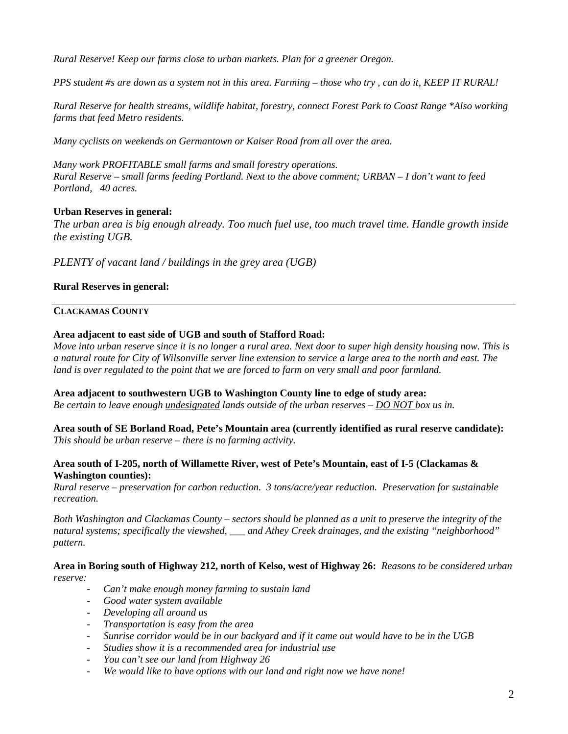*Rural Reserve! Keep our farms close to urban markets. Plan for a greener Oregon.*

*PPS student #s are down as a system not in this area. Farming – those who try , can do it, KEEP IT RURAL!*

*Rural Reserve for health streams, wildlife habitat, forestry, connect Forest Park to Coast Range *Also working farms that feed Metro residents.*

*Many cyclists on weekends on Germantown or Kaiser Road from all over the area.*

*Many work PROFITABLE small farms and small forestry operations.*
*Rural Reserve – small farms feeding Portland. Next to the above comment; URBAN – I don't want to feed Portland, 40 acres.*

**Urban Reserves in general:**

*The urban area is big enough already. Too much fuel use, too much travel time. Handle growth inside the existing UGB.*

*PLENTY of vacant land / buildings in the grey area (UGB)*

**Rural Reserves in general:**

---

**CLACKAMAS COUNTY**

**Area adjacent to east side of UGB and south of Stafford Road:**
*Move into urban reserve since it is no longer a rural area. Next door to super high density housing now. This is a natural route for City of Wilsonville server line extension to service a large area to the north and east. The land is over regulated to the point that we are forced to farm on very small and poor farmland.*

**Area adjacent to southwestern UGB to Washington County line to edge of study area:**
*Be certain to leave enough <u>undesignated</u> lands outside of the urban reserves – <u>DO NOT</u> box us in.*

**Area south of SE Borland Road, Pete's Mountain area (currently identified as rural reserve candidate):**
*This should be urban reserve – there is no farming activity.*

**Area south of I-205, north of Willamette River, west of Pete's Mountain, east of I-5 (Clackamas & Washington counties):**
*Rural reserve – preservation for carbon reduction. 3 tons/acre/year reduction. Preservation for sustainable recreation.*

*Both Washington and Clackamas County – sectors should be planned as a unit to preserve the integrity of the natural systems; specifically the viewshed, ___ and Athey Creek drainages, and the existing "neighborhood" pattern.*

**Area in Boring south of Highway 212, north of Kelso, west of Highway 26:** *Reasons to be considered urban reserve:*

- *Can't make enough money farming to sustain land*
- *Good water system available*
- *Developing all around us*
- *Transportation is easy from the area*
- *Sunrise corridor would be in our backyard and if it came out would have to be in the UGB*
- *Studies show it is a recommended area for industrial use*
- *You can't see our land from Highway 26*
- *We would like to have options with our land and right now we have none!*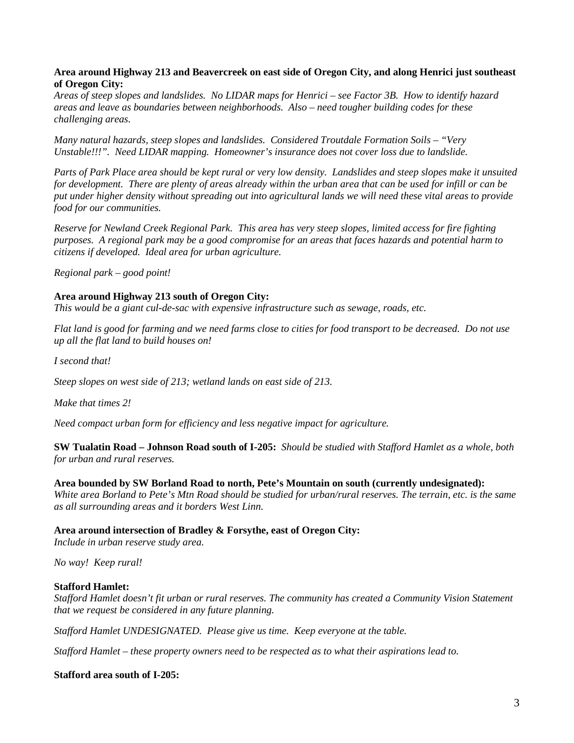**Area around Highway 213 and Beavercreek on east side of Oregon City, and along Henrici just southeast of Oregon City:**
*Areas of steep slopes and landslides. No LIDAR maps for Henrici – see Factor 3B. How to identify hazard areas and leave as boundaries between neighborhoods. Also – need tougher building codes for these challenging areas.*

*Many natural hazards, steep slopes and landslides. Considered Troutdale Formation Soils – "Very Unstable!!!". Need LIDAR mapping. Homeowner's insurance does not cover loss due to landslide.*

*Parts of Park Place area should be kept rural or very low density. Landslides and steep slopes make it unsuited for development. There are plenty of areas already within the urban area that can be used for infill or can be put under higher density without spreading out into agricultural lands we will need these vital areas to provide food for our communities.*

*Reserve for Newland Creek Regional Park. This area has very steep slopes, limited access for fire fighting purposes. A regional park may be a good compromise for an areas that faces hazards and potential harm to citizens if developed. Ideal area for urban agriculture.*

*Regional park – good point!*

**Area around Highway 213 south of Oregon City:**
*This would be a giant cul-de-sac with expensive infrastructure such as sewage, roads, etc.*

*Flat land is good for farming and we need farms close to cities for food transport to be decreased. Do not use up all the flat land to build houses on!*

*I second that!*

*Steep slopes on west side of 213; wetland lands on east side of 213.*

*Make that times 2!*

*Need compact urban form for efficiency and less negative impact for agriculture.*

**SW Tualatin Road – Johnson Road south of I-205:** *Should be studied with Stafford Hamlet as a whole, both for urban and rural reserves.*

**Area bounded by SW Borland Road to north, Pete's Mountain on south (currently undesignated):**
*White area Borland to Pete's Mtn Road should be studied for urban/rural reserves. The terrain, etc. is the same as all surrounding areas and it borders West Linn.*

**Area around intersection of Bradley & Forsythe, east of Oregon City:**
*Include in urban reserve study area.*

*No way! Keep rural!*

**Stafford Hamlet:**
*Stafford Hamlet doesn't fit urban or rural reserves. The community has created a Community Vision Statement that we request be considered in any future planning.*

*Stafford Hamlet UNDESIGNATED. Please give us time. Keep everyone at the table.*

*Stafford Hamlet – these property owners need to be respected as to what their aspirations lead to.*

**Stafford area south of I-205:**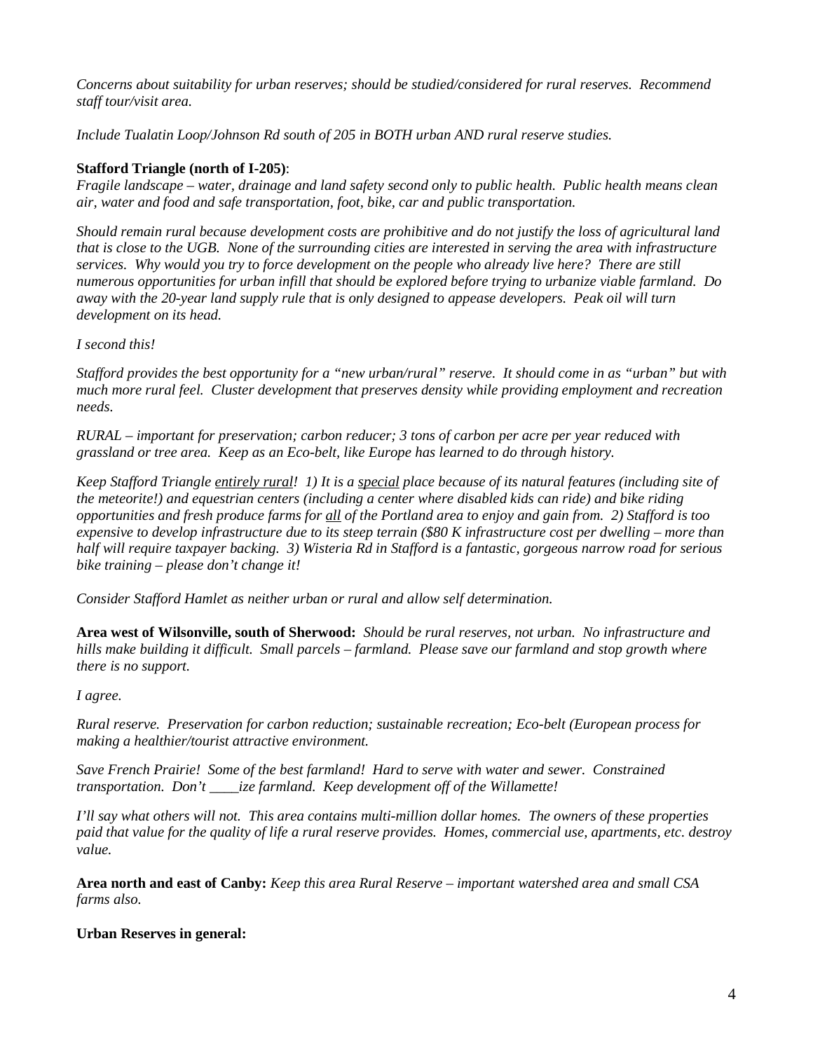*Concerns about suitability for urban reserves; should be studied/considered for rural reserves. Recommend staff tour/visit area.*

*Include Tualatin Loop/Johnson Rd south of 205 in BOTH urban AND rural reserve studies.*

**Stafford Triangle (north of I-205)**:
*Fragile landscape – water, drainage and land safety second only to public health. Public health means clean air, water and food and safe transportation, foot, bike, car and public transportation.*

*Should remain rural because development costs are prohibitive and do not justify the loss of agricultural land that is close to the UGB. None of the surrounding cities are interested in serving the area with infrastructure services. Why would you try to force development on the people who already live here? There are still numerous opportunities for urban infill that should be explored before trying to urbanize viable farmland. Do away with the 20-year land supply rule that is only designed to appease developers. Peak oil will turn development on its head.*

*I second this!*

*Stafford provides the best opportunity for a "new urban/rural" reserve. It should come in as "urban" but with much more rural feel. Cluster development that preserves density while providing employment and recreation needs.*

*RURAL – important for preservation; carbon reducer; 3 tons of carbon per acre per year reduced with grassland or tree area. Keep as an Eco-belt, like Europe has learned to do through history.*

*Keep Stafford Triangle <u>entirely rural</u>! 1) It is a <u>special</u> place because of its natural features (including site of the meteorite!) and equestrian centers (including a center where disabled kids can ride) and bike riding opportunities and fresh produce farms for <u>all</u> of the Portland area to enjoy and gain from. 2) Stafford is too expensive to develop infrastructure due to its steep terrain ($80 K infrastructure cost per dwelling – more than half will require taxpayer backing. 3) Wisteria Rd in Stafford is a fantastic, gorgeous narrow road for serious bike training – please don't change it!*

*Consider Stafford Hamlet as neither urban or rural and allow self determination.*

**Area west of Wilsonville, south of Sherwood:** *Should be rural reserves, not urban. No infrastructure and hills make building it difficult. Small parcels – farmland. Please save our farmland and stop growth where there is no support.*

*I agree.*

*Rural reserve. Preservation for carbon reduction; sustainable recreation; Eco-belt (European process for making a healthier/tourist attractive environment.*

*Save French Prairie! Some of the best farmland! Hard to serve with water and sewer. Constrained transportation. Don't ____ize farmland. Keep development off of the Willamette!*

*I'll say what others will not. This area contains multi-million dollar homes. The owners of these properties paid that value for the quality of life a rural reserve provides. Homes, commercial use, apartments, etc. destroy value.*

**Area north and east of Canby:** *Keep this area Rural Reserve – important watershed area and small CSA farms also.*

**Urban Reserves in general:**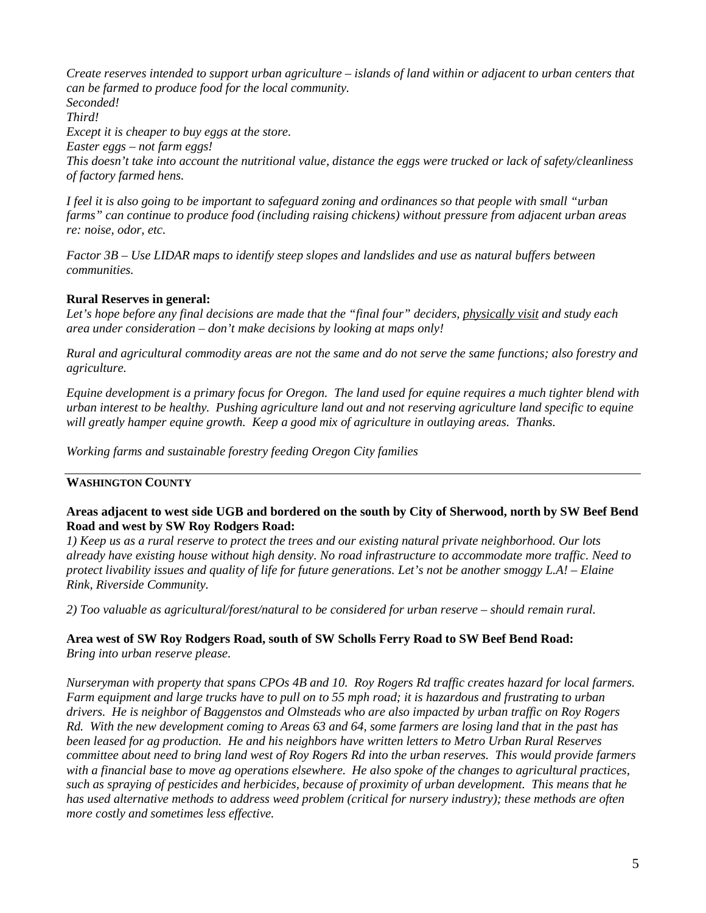*Create reserves intended to support urban agriculture – islands of land within or adjacent to urban centers that can be farmed to produce food for the local community.*
*Seconded!*
*Third!*
*Except it is cheaper to buy eggs at the store.*
*Easter eggs – not farm eggs!*
*This doesn't take into account the nutritional value, distance the eggs were trucked or lack of safety/cleanliness of factory farmed hens.*

*I feel it is also going to be important to safeguard zoning and ordinances so that people with small "urban farms" can continue to produce food (including raising chickens) without pressure from adjacent urban areas re: noise, odor, etc.*

*Factor 3B – Use LIDAR maps to identify steep slopes and landslides and use as natural buffers between communities.*

**Rural Reserves in general:**
*Let's hope before any final decisions are made that the "final four" deciders, physically visit and study each area under consideration – don't make decisions by looking at maps only!*

*Rural and agricultural commodity areas are not the same and do not serve the same functions; also forestry and agriculture.*

*Equine development is a primary focus for Oregon. The land used for equine requires a much tighter blend with urban interest to be healthy. Pushing agriculture land out and not reserving agriculture land specific to equine will greatly hamper equine growth. Keep a good mix of agriculture in outlaying areas. Thanks.*

*Working farms and sustainable forestry feeding Oregon City families*

---

**WASHINGTON COUNTY**

**Areas adjacent to west side UGB and bordered on the south by City of Sherwood, north by SW Beef Bend Road and west by SW Roy Rodgers Road:**
*1) Keep us as a rural reserve to protect the trees and our existing natural private neighborhood. Our lots already have existing house without high density. No road infrastructure to accommodate more traffic. Need to protect livability issues and quality of life for future generations. Let's not be another smoggy L.A! – Elaine Rink, Riverside Community.*

*2) Too valuable as agricultural/forest/natural to be considered for urban reserve – should remain rural.*

**Area west of SW Roy Rodgers Road, south of SW Scholls Ferry Road to SW Beef Bend Road:**
*Bring into urban reserve please.*

*Nurseryman with property that spans CPOs 4B and 10. Roy Rogers Rd traffic creates hazard for local farmers. Farm equipment and large trucks have to pull on to 55 mph road; it is hazardous and frustrating to urban drivers. He is neighbor of Baggenstos and Olmsteads who are also impacted by urban traffic on Roy Rogers Rd. With the new development coming to Areas 63 and 64, some farmers are losing land that in the past has been leased for ag production. He and his neighbors have written letters to Metro Urban Rural Reserves committee about need to bring land west of Roy Rogers Rd into the urban reserves. This would provide farmers with a financial base to move ag operations elsewhere. He also spoke of the changes to agricultural practices, such as spraying of pesticides and herbicides, because of proximity of urban development. This means that he has used alternative methods to address weed problem (critical for nursery industry); these methods are often more costly and sometimes less effective.*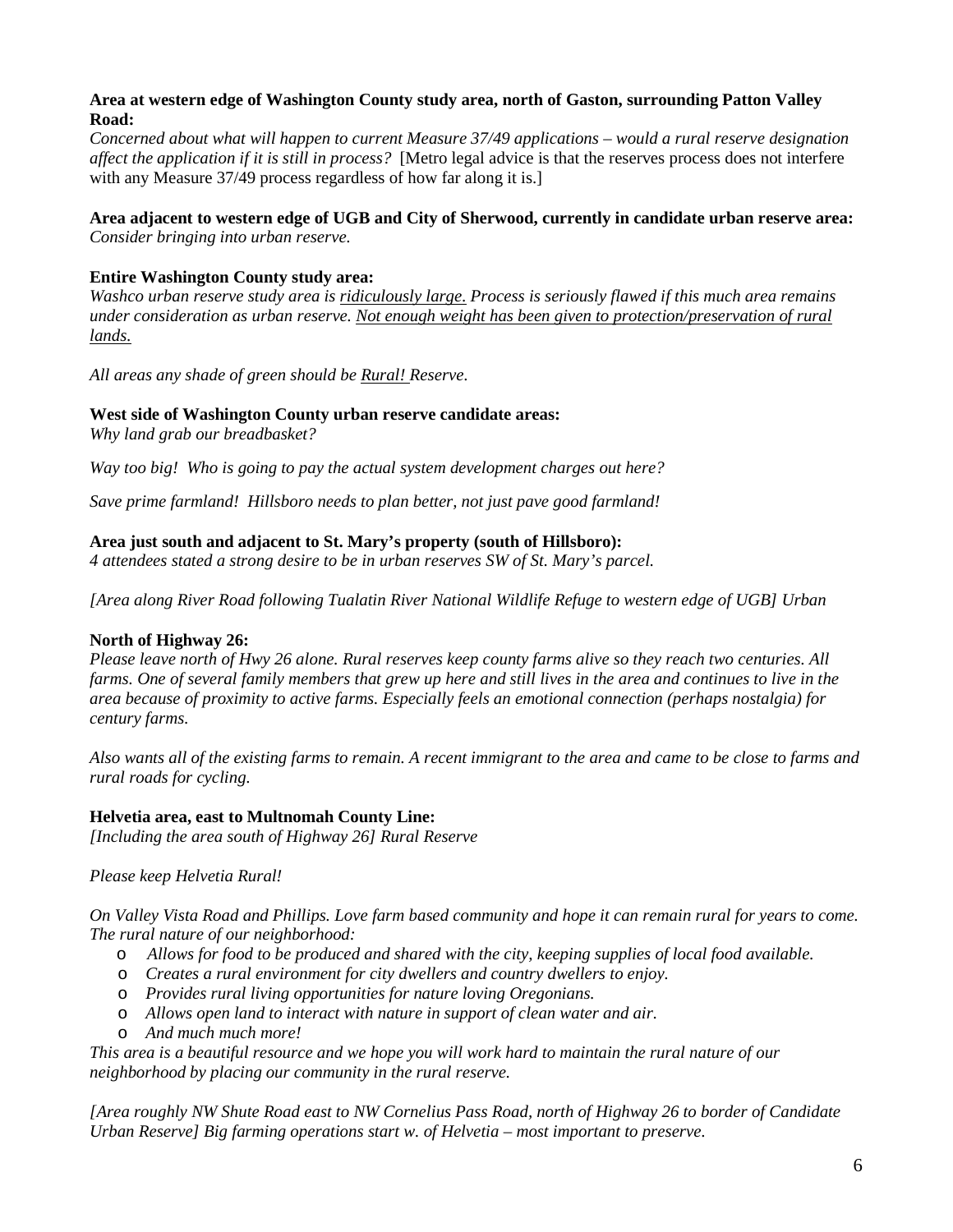**Area at western edge of Washington County study area, north of Gaston, surrounding Patton Valley Road:**
*Concerned about what will happen to current Measure 37/49 applications – would a rural reserve designation affect the application if it is still in process?* [Metro legal advice is that the reserves process does not interfere with any Measure 37/49 process regardless of how far along it is.]

**Area adjacent to western edge of UGB and City of Sherwood, currently in candidate urban reserve area:**
*Consider bringing into urban reserve.*

**Entire Washington County study area:**
*Washco urban reserve study area is <u>ridiculously large.</u> Process is seriously flawed if this much area remains under consideration as urban reserve. <u>Not enough weight has been given to protection/preservation of rural lands.</u>*

*All areas any shade of green should be <u>Rural!</u> Reserve.*

**West side of Washington County urban reserve candidate areas:**
*Why land grab our breadbasket?*

*Way too big! Who is going to pay the actual system development charges out here?*

*Save prime farmland! Hillsboro needs to plan better, not just pave good farmland!*

**Area just south and adjacent to St. Mary's property (south of Hillsboro):**
*4 attendees stated a strong desire to be in urban reserves SW of St. Mary's parcel.*

*[Area along River Road following Tualatin River National Wildlife Refuge to western edge of UGB] Urban*

**North of Highway 26:**
*Please leave north of Hwy 26 alone. Rural reserves keep county farms alive so they reach two centuries. All farms. One of several family members that grew up here and still lives in the area and continues to live in the area because of proximity to active farms. Especially feels an emotional connection (perhaps nostalgia) for century farms.*

*Also wants all of the existing farms to remain. A recent immigrant to the area and came to be close to farms and rural roads for cycling.*

**Helvetia area, east to Multnomah County Line:**
*[Including the area south of Highway 26] Rural Reserve*

*Please keep Helvetia Rural!*

*On Valley Vista Road and Phillips. Love farm based community and hope it can remain rural for years to come. The rural nature of our neighborhood:*

- *Allows for food to be produced and shared with the city, keeping supplies of local food available.*
- *Creates a rural environment for city dwellers and country dwellers to enjoy.*
- *Provides rural living opportunities for nature loving Oregonians.*
- *Allows open land to interact with nature in support of clean water and air.*
- *And much much more!*

*This area is a beautiful resource and we hope you will work hard to maintain the rural nature of our neighborhood by placing our community in the rural reserve.*

*[Area roughly NW Shute Road east to NW Cornelius Pass Road, north of Highway 26 to border of Candidate Urban Reserve] Big farming operations start w. of Helvetia – most important to preserve.*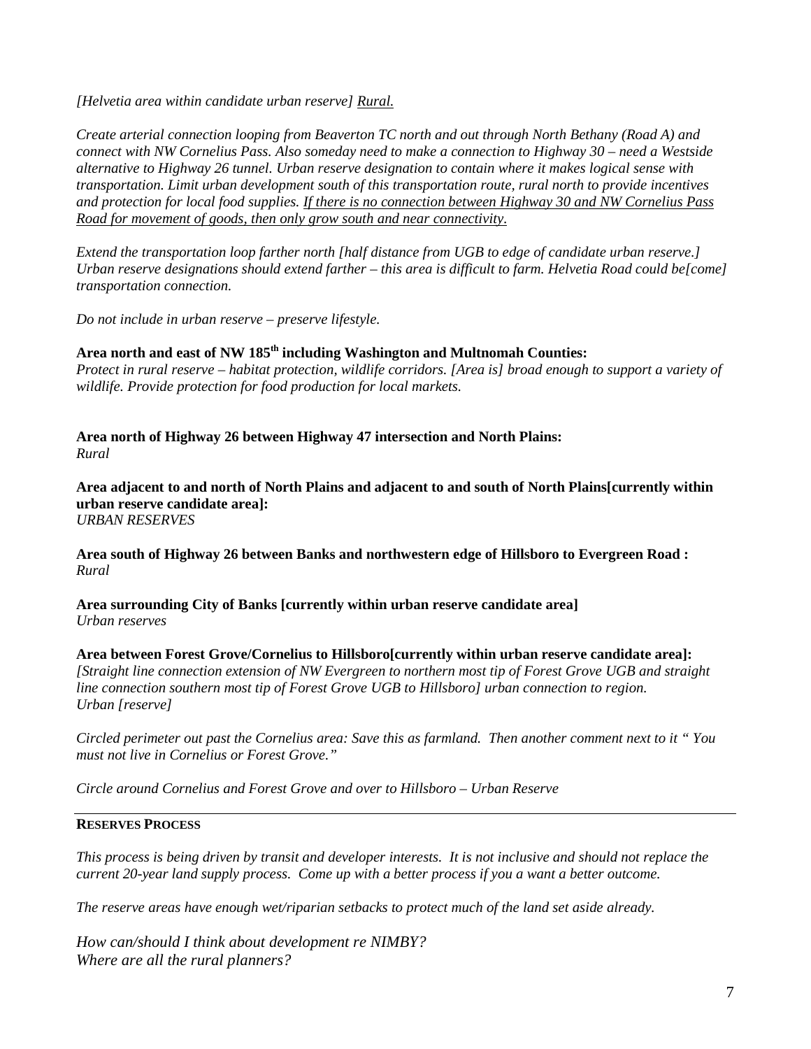*[Helvetia area within candidate urban reserve] <u>Rural.</u>*

*Create arterial connection looping from Beaverton TC north and out through North Bethany (Road A) and connect with NW Cornelius Pass. Also someday need to make a connection to Highway 30 – need a Westside alternative to Highway 26 tunnel. Urban reserve designation to contain where it makes logical sense with transportation. Limit urban development south of this transportation route, rural north to provide incentives and protection for local food supplies. <u>If there is no connection between Highway 30 and NW Cornelius Pass Road for movement of goods, then only grow south and near connectivity.</u>*

*Extend the transportation loop farther north [half distance from UGB to edge of candidate urban reserve.] Urban reserve designations should extend farther – this area is difficult to farm. Helvetia Road could be[come] transportation connection.*

*Do not include in urban reserve – preserve lifestyle.*

**Area north and east of NW 185th including Washington and Multnomah Counties:**
*Protect in rural reserve – habitat protection, wildlife corridors. [Area is] broad enough to support a variety of wildlife. Provide protection for food production for local markets.*

**Area north of Highway 26 between Highway 47 intersection and North Plains:**
*Rural*

**Area adjacent to and north of North Plains and adjacent to and south of North Plains[currently within urban reserve candidate area]:**
*URBAN RESERVES*

**Area south of Highway 26 between Banks and northwestern edge of Hillsboro to Evergreen Road :**
*Rural*

**Area surrounding City of Banks [currently within urban reserve candidate area]**
*Urban reserves*

**Area between Forest Grove/Cornelius to Hillsboro[currently within urban reserve candidate area]:**
*[Straight line connection extension of NW Evergreen to northern most tip of Forest Grove UGB and straight line connection southern most tip of Forest Grove UGB to Hillsboro] urban connection to region.*
*Urban [reserve]*

*Circled perimeter out past the Cornelius area: Save this as farmland. Then another comment next to it " You must not live in Cornelius or Forest Grove."*

*Circle around Cornelius and Forest Grove and over to Hillsboro – Urban Reserve*

---

**RESERVES PROCESS**

*This process is being driven by transit and developer interests. It is not inclusive and should not replace the current 20-year land supply process. Come up with a better process if you a want a better outcome.*

*The reserve areas have enough wet/riparian setbacks to protect much of the land set aside already.*

*How can/should I think about development re NIMBY?*
*Where are all the rural planners?*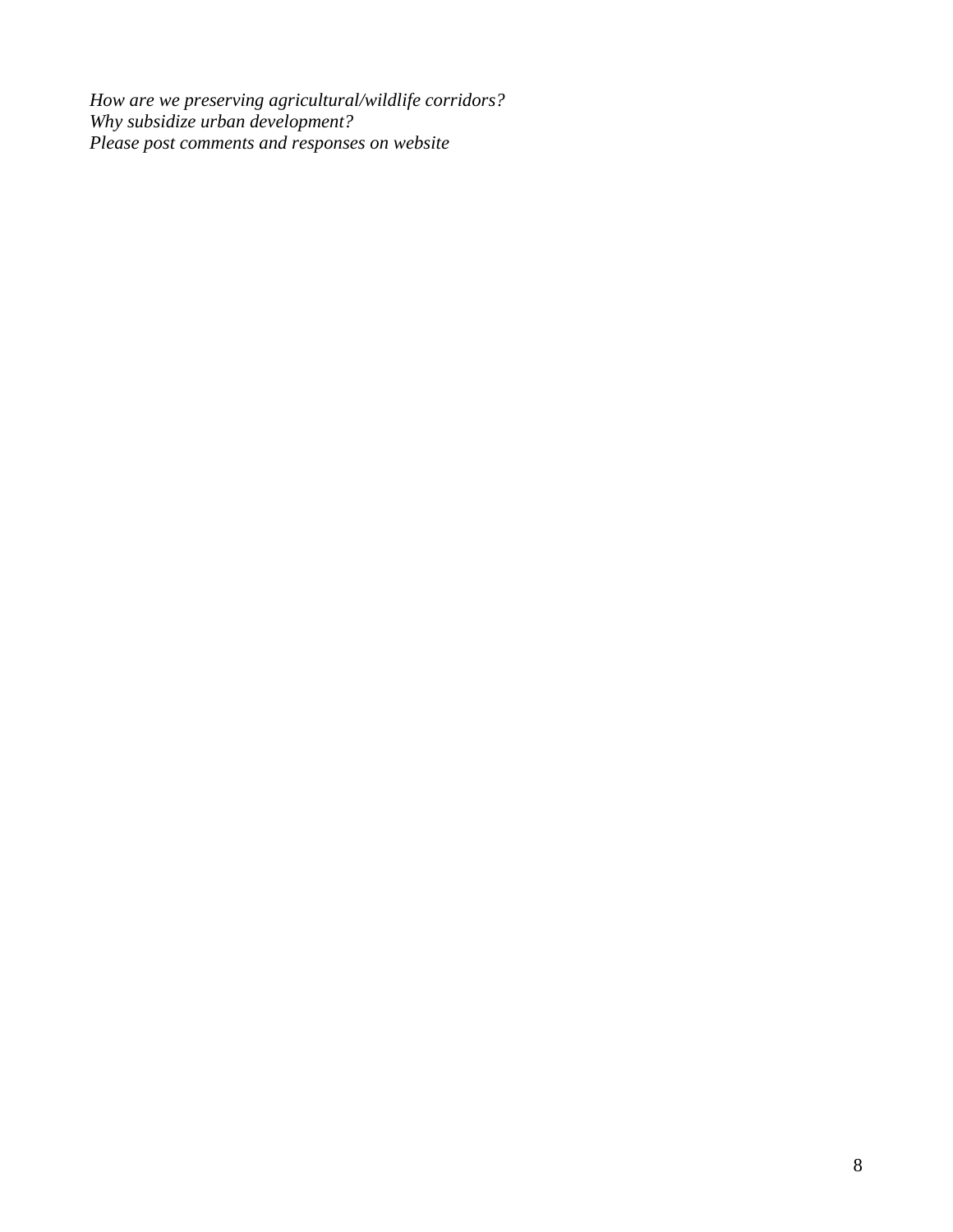*How are we preserving agricultural/wildlife corridors?*
*Why subsidize urban development?*
*Please post comments and responses on website*